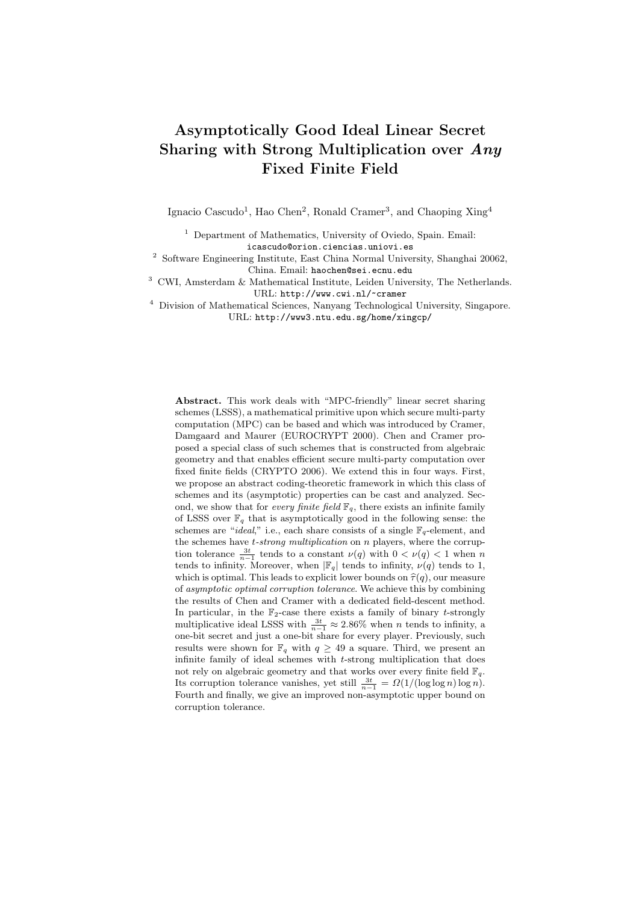# Asymptotically Good Ideal Linear Secret Sharing with Strong Multiplication over *Any* Fixed Finite Field

Ignacio Cascudo[1], Hao Chen[2], Ronald Cramer[3], and Chaoping Xing[4]

[1] Department of Mathematics, University of Oviedo, Spain. Email: icascudo@orion.ciencias.uniovi.es

[2] Software Engineering Institute, East China Normal University, Shanghai 20062, China. Email: haochen@sei.ecnu.edu

[3] CWI, Amsterdam & Mathematical Institute, Leiden University, The Netherlands. URL: http://www.cwi.nl/~cramer

[4] Division of Mathematical Sciences, Nanyang Technological University, Singapore. URL: http://www3.ntu.edu.sg/home/xingcp/

**Abstract.** This work deals with "MPC-friendly" linear secret sharing schemes (LSSS), a mathematical primitive upon which secure multi-party computation (MPC) can be based and which was introduced by Cramer, Damgaard and Maurer (EUROCRYPT 2000). Chen and Cramer proposed a special class of such schemes that is constructed from algebraic geometry and that enables efficient secure multi-party computation over fixed finite fields (CRYPTO 2006). We extend this in four ways. First, we propose an abstract coding-theoretic framework in which this class of schemes and its (asymptotic) properties can be cast and analyzed. Second, we show that for *every finite field* $\mathbb{F}_q$, there exists an infinite family of LSSS over $\mathbb{F}_q$ that is asymptotically good in the following sense: the schemes are "*ideal*," i.e., each share consists of a single $\mathbb{F}_q$-element, and the schemes have *t-strong multiplication* on $n$ players, where the corruption tolerance $\frac{3t}{n-1}$ tends to a constant $\nu(q)$ with $0 < \nu(q) < 1$ when $n$ tends to infinity. Moreover, when $|\mathbb{F}_q|$ tends to infinity, $\nu(q)$ tends to 1, which is optimal. This leads to explicit lower bounds on $\widehat{\tau}(q)$, our measure of *asymptotic optimal corruption tolerance*. We achieve this by combining the results of Chen and Cramer with a dedicated field-descent method. In particular, in the $\mathbb{F}_2$-case there exists a family of binary $t$-strongly multiplicative ideal LSSS with $\frac{3t}{n-1} \approx 2.86\%$ when $n$ tends to infinity, a one-bit secret and just a one-bit share for every player. Previously, such results were shown for $\mathbb{F}_q$ with $q \geq 49$ a square. Third, we present an infinite family of ideal schemes with $t$-strong multiplication that does not rely on algebraic geometry and that works over every finite field $\mathbb{F}_q$. Its corruption tolerance vanishes, yet still $\frac{3t}{n-1} = \Omega(1/(\log\log n)\log n)$. Fourth and finally, we give an improved non-asymptotic upper bound on corruption tolerance.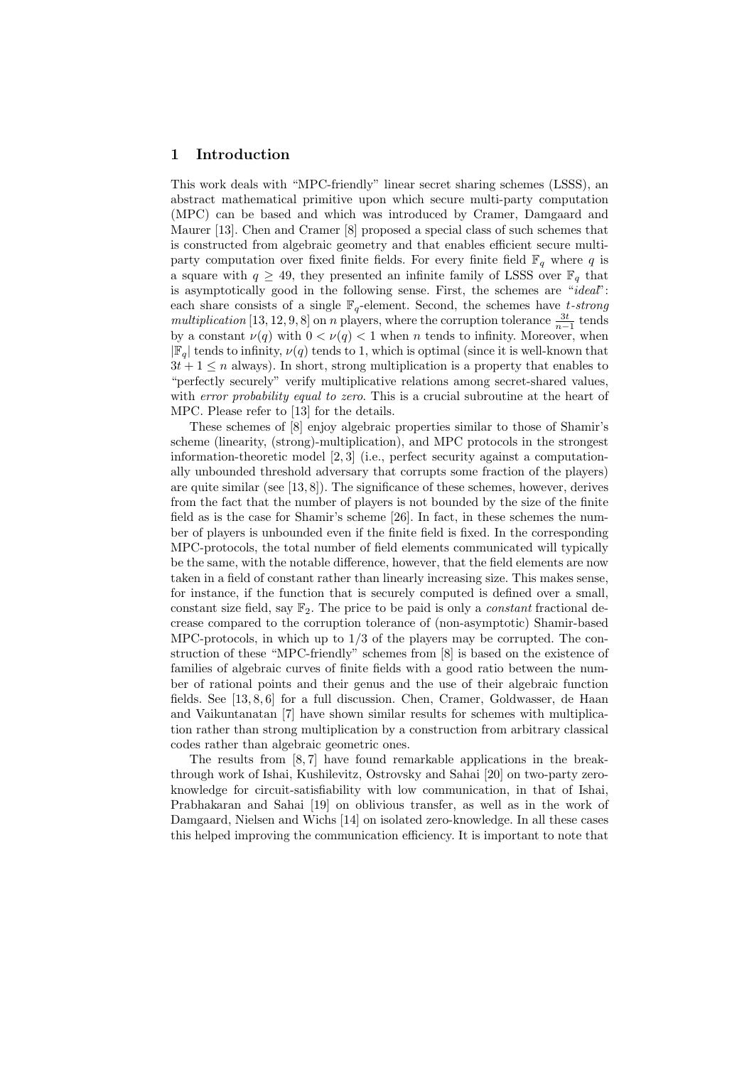## 1 Introduction

This work deals with "MPC-friendly" linear secret sharing schemes (LSSS), an abstract mathematical primitive upon which secure multi-party computation (MPC) can be based and which was introduced by Cramer, Damgaard and Maurer [13]. Chen and Cramer [8] proposed a special class of such schemes that is constructed from algebraic geometry and that enables efficient secure multi-party computation over fixed finite fields. For every finite field $\mathbb{F}_q$ where $q$ is a square with $q \geq 49$, they presented an infinite family of LSSS over $\mathbb{F}_q$ that is asymptotically good in the following sense. First, the schemes are "*ideal*": each share consists of a single $\mathbb{F}_q$-element. Second, the schemes have *t-strong multiplication* [13, 12, 9, 8] on $n$ players, where the corruption tolerance $\frac{3t}{n-1}$ tends by a constant $\nu(q)$ with $0 < \nu(q) < 1$ when $n$ tends to infinity. Moreover, when $|\mathbb{F}_q|$ tends to infinity, $\nu(q)$ tends to 1, which is optimal (since it is well-known that $3t + 1 \leq n$ always). In short, strong multiplication is a property that enables to "perfectly securely" verify multiplicative relations among secret-shared values, with *error probability equal to zero*. This is a crucial subroutine at the heart of MPC. Please refer to [13] for the details.

These schemes of [8] enjoy algebraic properties similar to those of Shamir's scheme (linearity, (strong)-multiplication), and MPC protocols in the strongest information-theoretic model [2, 3] (i.e., perfect security against a computationally unbounded threshold adversary that corrupts some fraction of the players) are quite similar (see [13, 8]). The significance of these schemes, however, derives from the fact that the number of players is not bounded by the size of the finite field as is the case for Shamir's scheme [26]. In fact, in these schemes the number of players is unbounded even if the finite field is fixed. In the corresponding MPC-protocols, the total number of field elements communicated will typically be the same, with the notable difference, however, that the field elements are now taken in a field of constant rather than linearly increasing size. This makes sense, for instance, if the function that is securely computed is defined over a small, constant size field, say $\mathbb{F}_2$. The price to be paid is only a *constant* fractional decrease compared to the corruption tolerance of (non-asymptotic) Shamir-based MPC-protocols, in which up to 1/3 of the players may be corrupted. The construction of these "MPC-friendly" schemes from [8] is based on the existence of families of algebraic curves of finite fields with a good ratio between the number of rational points and their genus and the use of their algebraic function fields. See [13, 8, 6] for a full discussion. Chen, Cramer, Goldwasser, de Haan and Vaikuntanatan [7] have shown similar results for schemes with multiplication rather than strong multiplication by a construction from arbitrary classical codes rather than algebraic geometric ones.

The results from [8, 7] have found remarkable applications in the breakthrough work of Ishai, Kushilevitz, Ostrovsky and Sahai [20] on two-party zero-knowledge for circuit-satisfiability with low communication, in that of Ishai, Prabhakaran and Sahai [19] on oblivious transfer, as well as in the work of Damgaard, Nielsen and Wichs [14] on isolated zero-knowledge. In all these cases this helped improving the communication efficiency. It is important to note that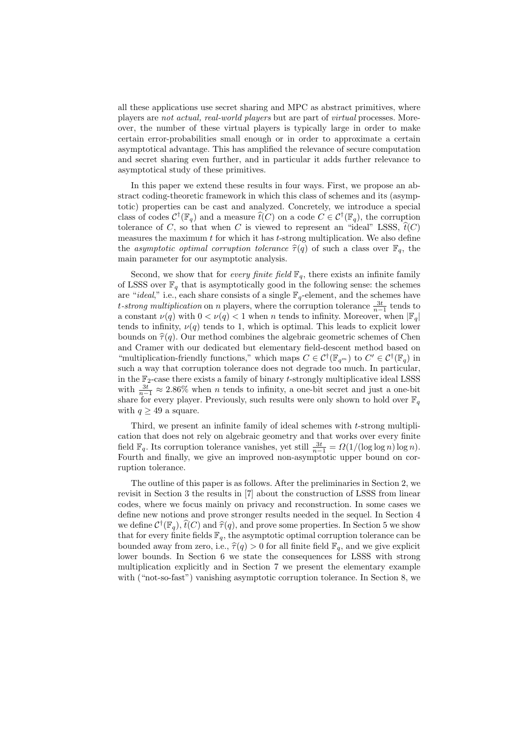all these applications use secret sharing and MPC as abstract primitives, where players are *not actual, real-world players* but are part of *virtual* processes. Moreover, the number of these virtual players is typically large in order to make certain error-probabilities small enough or in order to approximate a certain asymptotical advantage. This has amplified the relevance of secure computation and secret sharing even further, and in particular it adds further relevance to asymptotical study of these primitives.

In this paper we extend these results in four ways. First, we propose an abstract coding-theoretic framework in which this class of schemes and its (asymptotic) properties can be cast and analyzed. Concretely, we introduce a special class of codes $\mathcal{C}^{\dagger}(\mathbb{F}_q)$ and a measure $\widehat{t}(C)$ on a code $C \in \mathcal{C}^{\dagger}(\mathbb{F}_q)$, the corruption tolerance of $C$, so that when $C$ is viewed to represent an "ideal" LSSS, $\widehat{t}(C)$ measures the maximum $t$ for which it has $t$-strong multiplication. We also define the *asymptotic optimal corruption tolerance* $\widehat{\tau}(q)$ of such a class over $\mathbb{F}_q$, the main parameter for our asymptotic analysis.

Second, we show that for *every finite field* $\mathbb{F}_q$, there exists an infinite family of LSSS over $\mathbb{F}_q$ that is asymptotically good in the following sense: the schemes are "*ideal*," i.e., each share consists of a single $\mathbb{F}_q$-element, and the schemes have *t-strong multiplication* on $n$ players, where the corruption tolerance $\frac{3t}{n-1}$ tends to a constant $\nu(q)$ with $0 < \nu(q) < 1$ when $n$ tends to infinity. Moreover, when $|\mathbb{F}_q|$ tends to infinity, $\nu(q)$ tends to 1, which is optimal. This leads to explicit lower bounds on $\widehat{\tau}(q)$. Our method combines the algebraic geometric schemes of Chen and Cramer with our dedicated but elementary field-descent method based on "multiplication-friendly functions," which maps $C \in \mathcal{C}^{\dagger}(\mathbb{F}_{q^m})$ to $C' \in \mathcal{C}^{\dagger}(\mathbb{F}_q)$ in such a way that corruption tolerance does not degrade too much. In particular, in the $\mathbb{F}_2$-case there exists a family of binary $t$-strongly multiplicative ideal LSSS with $\frac{3t}{n-1} \approx 2.86\%$ when $n$ tends to infinity, a one-bit secret and just a one-bit share for every player. Previously, such results were only shown to hold over $\mathbb{F}_q$ with $q \geq 49$ a square.

Third, we present an infinite family of ideal schemes with $t$-strong multiplication that does not rely on algebraic geometry and that works over every finite field $\mathbb{F}_q$. Its corruption tolerance vanishes, yet still $\frac{3t}{n-1} = \Omega(1/(\log \log n) \log n)$. Fourth and finally, we give an improved non-asymptotic upper bound on corruption tolerance.

The outline of this paper is as follows. After the preliminaries in Section 2, we revisit in Section 3 the results in [7] about the construction of LSSS from linear codes, where we focus mainly on privacy and reconstruction. In some cases we define new notions and prove stronger results needed in the sequel. In Section 4 we define $\mathcal{C}^{\dagger}(\mathbb{F}_q)$, $\widehat{t}(C)$ and $\widehat{\tau}(q)$, and prove some properties. In Section 5 we show that for every finite fields $\mathbb{F}_q$, the asymptotic optimal corruption tolerance can be bounded away from zero, i.e., $\widehat{\tau}(q) > 0$ for all finite field $\mathbb{F}_q$, and we give explicit lower bounds. In Section 6 we state the consequences for LSSS with strong multiplication explicitly and in Section 7 we present the elementary example with ("not-so-fast") vanishing asymptotic corruption tolerance. In Section 8, we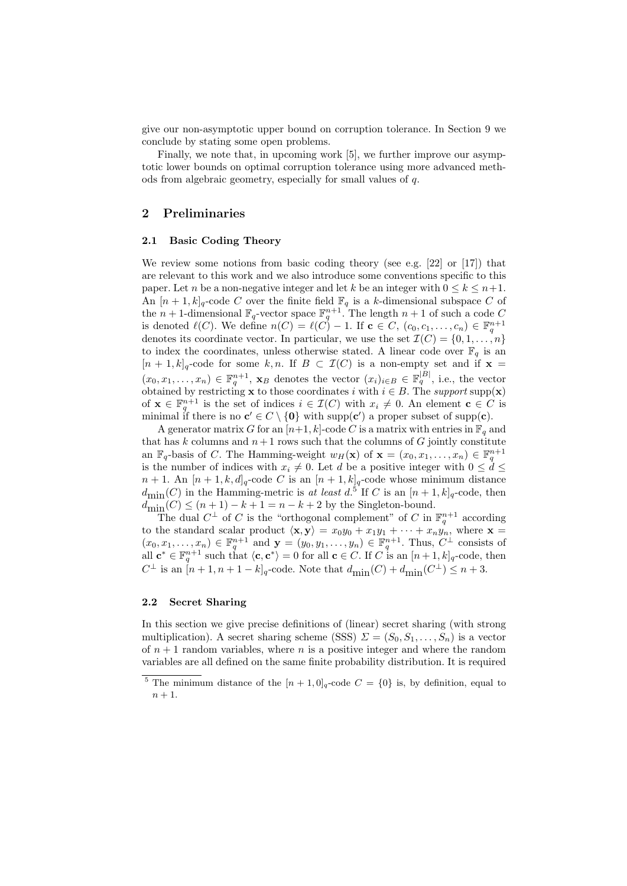give our non-asymptotic upper bound on corruption tolerance. In Section 9 we conclude by stating some open problems.

Finally, we note that, in upcoming work [5], we further improve our asymptotic lower bounds on optimal corruption tolerance using more advanced methods from algebraic geometry, especially for small values of $q$.

## 2 Preliminaries

### 2.1 Basic Coding Theory

We review some notions from basic coding theory (see e.g. [22] or [17]) that are relevant to this work and we also introduce some conventions specific to this paper. Let $n$ be a non-negative integer and let $k$ be an integer with $0 \leq k \leq n+1$. An $[n+1,k]_q$-code $C$ over the finite field $\mathbb{F}_q$ is a $k$-dimensional subspace $C$ of the $n+1$-dimensional $\mathbb{F}_q$-vector space $\mathbb{F}_q^{n+1}$. The length $n+1$ of such a code $C$ is denoted $\ell(C)$. We define $n(C) = \ell(C) - 1$. If $\mathbf{c} \in C$, $(c_0, c_1, \ldots, c_n) \in \mathbb{F}_q^{n+1}$ denotes its coordinate vector. In particular, we use the set $\mathcal{I}(C) = \{0, 1, \ldots, n\}$ to index the coordinates, unless otherwise stated. A linear code over $\mathbb{F}_q$ is an $[n+1,k]_q$-code for some $k, n$. If $B \subset \mathcal{I}(C)$ is a non-empty set and if $\mathbf{x} = (x_0, x_1, \ldots, x_n) \in \mathbb{F}_q^{n+1}$, $\mathbf{x}_B$ denotes the vector $(x_i)_{i \in B} \in \mathbb{F}_q^{|B|}$, i.e., the vector obtained by restricting $\mathbf{x}$ to those coordinates $i$ with $i \in B$. The *support* $\mathrm{supp}(\mathbf{x})$ of $\mathbf{x} \in \mathbb{F}_q^{n+1}$ is the set of indices $i \in \mathcal{I}(C)$ with $x_i \neq 0$. An element $\mathbf{c} \in C$ is minimal if there is no $\mathbf{c}' \in C \setminus \{\mathbf{0}\}$ with $\mathrm{supp}(\mathbf{c}')$ a proper subset of $\mathrm{supp}(\mathbf{c})$.

A generator matrix $G$ for an $[n+1,k]$-code $C$ is a matrix with entries in $\mathbb{F}_q$ and that has $k$ columns and $n+1$ rows such that the columns of $G$ jointly constitute an $\mathbb{F}_q$-basis of $C$. The Hamming-weight $w_H(\mathbf{x})$ of $\mathbf{x} = (x_0, x_1, \ldots, x_n) \in \mathbb{F}_q^{n+1}$ is the number of indices with $x_i \neq 0$. Let $d$ be a positive integer with $0 \leq d \leq n+1$. An $[n+1,k,d]_q$-code $C$ is an $[n+1,k]_q$-code whose minimum distance $d_{\min}(C)$ in the Hamming-metric is *at least* $d$.[5] If $C$ is an $[n+1,k]_q$-code, then $d_{\min}(C) \leq (n+1) - k + 1 = n - k + 2$ by the Singleton-bound.

The dual $C^{\perp}$ of $C$ is the "orthogonal complement" of $C$ in $\mathbb{F}_q^{n+1}$ according to the standard scalar product $\langle \mathbf{x}, \mathbf{y} \rangle = x_0y_0 + x_1y_1 + \cdots + x_ny_n$, where $\mathbf{x} = (x_0, x_1, \ldots, x_n) \in \mathbb{F}_q^{n+1}$ and $\mathbf{y} = (y_0, y_1, \ldots, y_n) \in \mathbb{F}_q^{n+1}$. Thus, $C^{\perp}$ consists of all $\mathbf{c}^* \in \mathbb{F}_q^{n+1}$ such that $\langle \mathbf{c}, \mathbf{c}^* \rangle = 0$ for all $\mathbf{c} \in C$. If $C$ is an $[n+1,k]_q$-code, then $C^{\perp}$ is an $[n+1, n+1-k]_q$-code. Note that $d_{\min}(C) + d_{\min}(C^{\perp}) \leq n+3$.

### 2.2 Secret Sharing

In this section we give precise definitions of (linear) secret sharing (with strong multiplication). A secret sharing scheme (SSS) $\Sigma = (S_0, S_1, \ldots, S_n)$ is a vector of $n+1$ random variables, where $n$ is a positive integer and where the random variables are all defined on the same finite probability distribution. It is required

[5] The minimum distance of the $[n+1,0]_q$-code $C = \{0\}$ is, by definition, equal to $n+1$.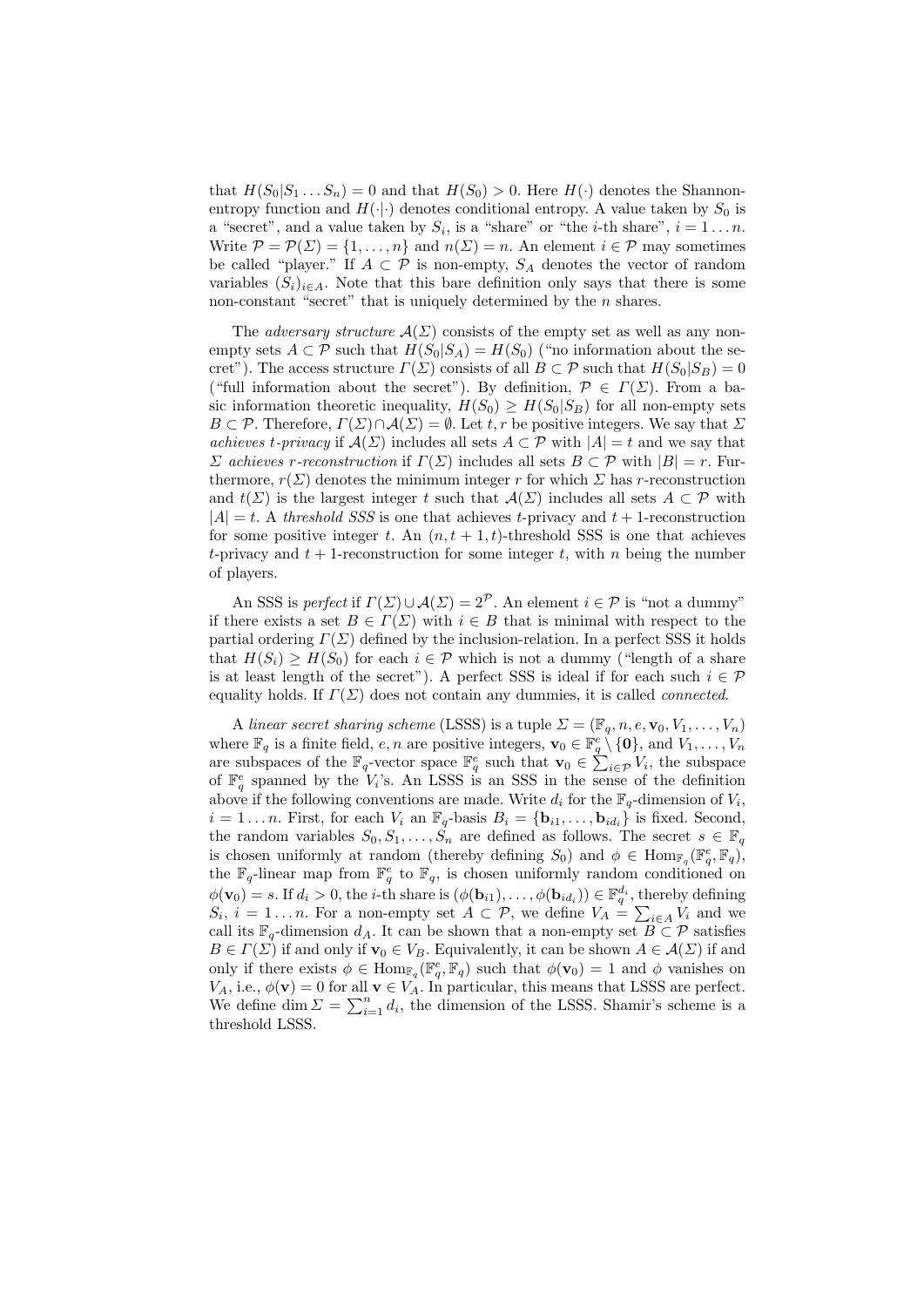that $H(S_0|S_1 \dots S_n) = 0$ and that $H(S_0) > 0$. Here $H(\cdot)$ denotes the Shannon-entropy function and $H(\cdot|\cdot)$ denotes conditional entropy. A value taken by $S_0$ is a "secret", and a value taken by $S_i$, is a "share" or "the $i$-th share", $i = 1 \dots n$. Write $\mathcal{P} = \mathcal{P}(\Sigma) = \{1, \dots, n\}$ and $n(\Sigma) = n$. An element $i \in \mathcal{P}$ may sometimes be called "player." If $A \subset \mathcal{P}$ is non-empty, $S_A$ denotes the vector of random variables $(S_i)_{i \in A}$. Note that this bare definition only says that there is some non-constant "secret" that is uniquely determined by the $n$ shares.

The *adversary structure* $\mathcal{A}(\Sigma)$ consists of the empty set as well as any non-empty sets $A \subset \mathcal{P}$ such that $H(S_0|S_A) = H(S_0)$ ("no information about the secret"). The access structure $\Gamma(\Sigma)$ consists of all $B \subset \mathcal{P}$ such that $H(S_0|S_B) = 0$ ("full information about the secret"). By definition, $\mathcal{P} \in \Gamma(\Sigma)$. From a basic information theoretic inequality, $H(S_0) \geq H(S_0|S_B)$ for all non-empty sets $B \subset \mathcal{P}$. Therefore, $\Gamma(\Sigma) \cap \mathcal{A}(\Sigma) = \emptyset$. Let $t, r$ be positive integers. We say that $\Sigma$ *achieves $t$-privacy* if $\mathcal{A}(\Sigma)$ includes all sets $A \subset \mathcal{P}$ with $|A| = t$ and we say that $\Sigma$ *achieves $r$-reconstruction* if $\Gamma(\Sigma)$ includes all sets $B \subset \mathcal{P}$ with $|B| = r$. Furthermore, $r(\Sigma)$ denotes the minimum integer $r$ for which $\Sigma$ has $r$-reconstruction and $t(\Sigma)$ is the largest integer $t$ such that $\mathcal{A}(\Sigma)$ includes all sets $A \subset \mathcal{P}$ with $|A| = t$. A *threshold SSS* is one that achieves $t$-privacy and $t+1$-reconstruction for some positive integer $t$. An $(n, t+1, t)$-threshold SSS is one that achieves $t$-privacy and $t+1$-reconstruction for some integer $t$, with $n$ being the number of players.

An SSS is *perfect* if $\Gamma(\Sigma) \cup \mathcal{A}(\Sigma) = 2^{\mathcal{P}}$. An element $i \in \mathcal{P}$ is "not a dummy" if there exists a set $B \in \Gamma(\Sigma)$ with $i \in B$ that is minimal with respect to the partial ordering $\Gamma(\Sigma)$ defined by the inclusion-relation. In a perfect SSS it holds that $H(S_i) \geq H(S_0)$ for each $i \in \mathcal{P}$ which is not a dummy ("length of a share is at least length of the secret"). A perfect SSS is ideal if for each such $i \in \mathcal{P}$ equality holds. If $\Gamma(\Sigma)$ does not contain any dummies, it is called *connected*.

A *linear secret sharing scheme* (LSSS) is a tuple $\Sigma = (\mathbb{F}_q, n, e, \mathbf{v}_0, V_1, \dots, V_n)$ where $\mathbb{F}_q$ is a finite field, $e, n$ are positive integers, $\mathbf{v}_0 \in \mathbb{F}_q^e \setminus \{\mathbf{0}\}$, and $V_1, \dots, V_n$ are subspaces of the $\mathbb{F}_q$-vector space $\mathbb{F}_q^e$ such that $\mathbf{v}_0 \in \sum_{i \in \mathcal{P}} V_i$, the subspace of $\mathbb{F}_q^e$ spanned by the $V_i$'s. An LSSS is an SSS in the sense of the definition above if the following conventions are made. Write $d_i$ for the $\mathbb{F}_q$-dimension of $V_i$, $i = 1 \dots n$. First, for each $V_i$ an $\mathbb{F}_q$-basis $B_i = \{\mathbf{b}_{i1}, \dots, \mathbf{b}_{id_i}\}$ is fixed. Second, the random variables $S_0, S_1, \dots, S_n$ are defined as follows. The secret $s \in \mathbb{F}_q$ is chosen uniformly at random (thereby defining $S_0$) and $\phi \in \mathrm{Hom}_{\mathbb{F}_q}(\mathbb{F}_q^e, \mathbb{F}_q)$, the $\mathbb{F}_q$-linear map from $\mathbb{F}_q^e$ to $\mathbb{F}_q$, is chosen uniformly random conditioned on $\phi(\mathbf{v}_0) = s$. If $d_i > 0$, the $i$-th share is $(\phi(\mathbf{b}_{i1}), \dots, \phi(\mathbf{b}_{id_i})) \in \mathbb{F}_q^{d_i}$, thereby defining $S_i$, $i = 1 \dots n$. For a non-empty set $A \subset \mathcal{P}$, we define $V_A = \sum_{i \in A} V_i$ and we call its $\mathbb{F}_q$-dimension $d_A$. It can be shown that a non-empty set $B \subset \mathcal{P}$ satisfies $B \in \Gamma(\Sigma)$ if and only if $\mathbf{v}_0 \in V_B$. Equivalently, it can be shown $A \in \mathcal{A}(\Sigma)$ if and only if there exists $\phi \in \mathrm{Hom}_{\mathbb{F}_q}(\mathbb{F}_q^e, \mathbb{F}_q)$ such that $\phi(\mathbf{v}_0) = 1$ and $\phi$ vanishes on $V_A$, i.e., $\phi(\mathbf{v}) = 0$ for all $\mathbf{v} \in V_A$. In particular, this means that LSSS are perfect. We define $\dim \Sigma = \sum_{i=1}^n d_i$, the dimension of the LSSS. Shamir's scheme is a threshold LSSS.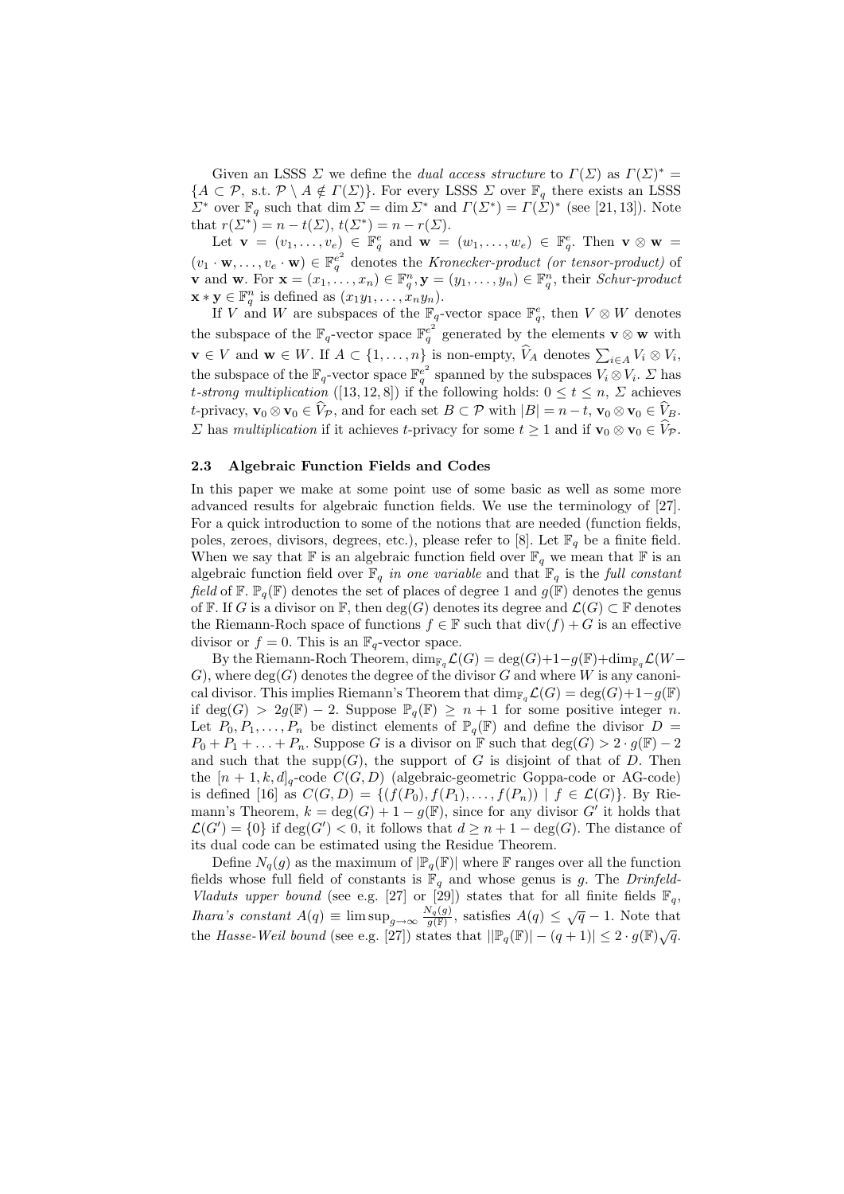Given an LSSS $\Sigma$ we define the *dual access structure* to $\Gamma(\Sigma)$ as $\Gamma(\Sigma)^* = \{A \subset \mathcal{P},\ \text{s.t.}\ \mathcal{P} \setminus A \notin \Gamma(\Sigma)\}$. For every LSSS $\Sigma$ over $\mathbb{F}_q$ there exists an LSSS $\Sigma^*$ over $\mathbb{F}_q$ such that $\dim \Sigma = \dim \Sigma^*$ and $\Gamma(\Sigma^*) = \Gamma(\Sigma)^*$ (see [21, 13]). Note that $r(\Sigma^*) = n - t(\Sigma)$, $t(\Sigma^*) = n - r(\Sigma)$.

Let $\mathbf{v} = (v_1, \ldots, v_e) \in \mathbb{F}_q^e$ and $\mathbf{w} = (w_1, \ldots, w_e) \in \mathbb{F}_q^e$. Then $\mathbf{v} \otimes \mathbf{w} = (v_1 \cdot \mathbf{w}, \ldots, v_e \cdot \mathbf{w}) \in \mathbb{F}_q^{e^2}$ denotes the *Kronecker-product (or tensor-product)* of $\mathbf{v}$ and $\mathbf{w}$. For $\mathbf{x} = (x_1, \ldots, x_n) \in \mathbb{F}_q^n, \mathbf{y} = (y_1, \ldots, y_n) \in \mathbb{F}_q^n$, their *Schur-product* $\mathbf{x} * \mathbf{y} \in \mathbb{F}_q^n$ is defined as $(x_1 y_1, \ldots, x_n y_n)$.

If $V$ and $W$ are subspaces of the $\mathbb{F}_q$-vector space $\mathbb{F}_q^e$, then $V \otimes W$ denotes the subspace of the $\mathbb{F}_q$-vector space $\mathbb{F}_q^{e^2}$ generated by the elements $\mathbf{v} \otimes \mathbf{w}$ with $\mathbf{v} \in V$ and $\mathbf{w} \in W$. If $A \subset \{1, \ldots, n\}$ is non-empty, $\widehat{V}_A$ denotes $\sum_{i \in A} V_i \otimes V_i$, the subspace of the $\mathbb{F}_q$-vector space $\mathbb{F}_q^{e^2}$ spanned by the subspaces $V_i \otimes V_i$. $\Sigma$ has *$t$-strong multiplication* ([13, 12, 8]) if the following holds: $0 \leq t \leq n$, $\Sigma$ achieves $t$-privacy, $\mathbf{v}_0 \otimes \mathbf{v}_0 \in \widehat{V}_{\mathcal{P}}$, and for each set $B \subset \mathcal{P}$ with $|B| = n - t$, $\mathbf{v}_0 \otimes \mathbf{v}_0 \in \widehat{V}_B$. $\Sigma$ has *multiplication* if it achieves $t$-privacy for some $t \geq 1$ and if $\mathbf{v}_0 \otimes \mathbf{v}_0 \in \widehat{V}_{\mathcal{P}}$.

### 2.3 Algebraic Function Fields and Codes

In this paper we make at some point use of some basic as well as some more advanced results for algebraic function fields. We use the terminology of [27]. For a quick introduction to some of the notions that are needed (function fields, poles, zeroes, divisors, degrees, etc.), please refer to [8]. Let $\mathbb{F}_q$ be a finite field. When we say that $\mathbb{F}$ is an algebraic function field over $\mathbb{F}_q$ we mean that $\mathbb{F}$ is an algebraic function field over $\mathbb{F}_q$ *in one variable* and that $\mathbb{F}_q$ is the *full constant field* of $\mathbb{F}$. $\mathbb{P}_q(\mathbb{F})$ denotes the set of places of degree 1 and $g(\mathbb{F})$ denotes the genus of $\mathbb{F}$. If $G$ is a divisor on $\mathbb{F}$, then $\deg(G)$ denotes its degree and $\mathcal{L}(G) \subset \mathbb{F}$ denotes the Riemann-Roch space of functions $f \in \mathbb{F}$ such that $\text{div}(f) + G$ is an effective divisor or $f = 0$. This is an $\mathbb{F}_q$-vector space.

By the Riemann-Roch Theorem, $\dim_{\mathbb{F}_q} \mathcal{L}(G) = \deg(G) + 1 - g(\mathbb{F}) + \dim_{\mathbb{F}_q} \mathcal{L}(W - G)$, where $\deg(G)$ denotes the degree of the divisor $G$ and where $W$ is any canonical divisor. This implies Riemann's Theorem that $\dim_{\mathbb{F}_q} \mathcal{L}(G) = \deg(G) + 1 - g(\mathbb{F})$ if $\deg(G) > 2g(\mathbb{F}) - 2$. Suppose $\mathbb{P}_q(\mathbb{F}) \geq n + 1$ for some positive integer $n$. Let $P_0, P_1, \ldots, P_n$ be distinct elements of $\mathbb{P}_q(\mathbb{F})$ and define the divisor $D = P_0 + P_1 + \ldots + P_n$. Suppose $G$ is a divisor on $\mathbb{F}$ such that $\deg(G) > 2 \cdot g(\mathbb{F}) - 2$ and such that the $\text{supp}(G)$, the support of $G$ is disjoint of that of $D$. Then the $[n+1, k, d]_q$-code $C(G, D)$ (algebraic-geometric Goppa-code or AG-code) is defined [16] as $C(G, D) = \{(f(P_0), f(P_1), \ldots, f(P_n)) \mid f \in \mathcal{L}(G)\}$. By Riemann's Theorem, $k = \deg(G) + 1 - g(\mathbb{F})$, since for any divisor $G'$ it holds that $\mathcal{L}(G') = \{0\}$ if $\deg(G') < 0$, it follows that $d \geq n + 1 - \deg(G)$. The distance of its dual code can be estimated using the Residue Theorem.

Define $N_q(g)$ as the maximum of $|\mathbb{P}_q(\mathbb{F})|$ where $\mathbb{F}$ ranges over all the function fields whose full field of constants is $\mathbb{F}_q$ and whose genus is $g$. The *Drinfeld-Vladuts upper bound* (see e.g. [27] or [29]) states that for all finite fields $\mathbb{F}_q$, *Ihara's constant* $A(q) \equiv \limsup_{g \to \infty} \frac{N_q(g)}{g(\mathbb{F})}$, satisfies $A(q) \leq \sqrt{q} - 1$. Note that the *Hasse-Weil bound* (see e.g. [27]) states that $||\mathbb{P}_q(\mathbb{F})| - (q+1)| \leq 2 \cdot g(\mathbb{F}) \sqrt{q}$.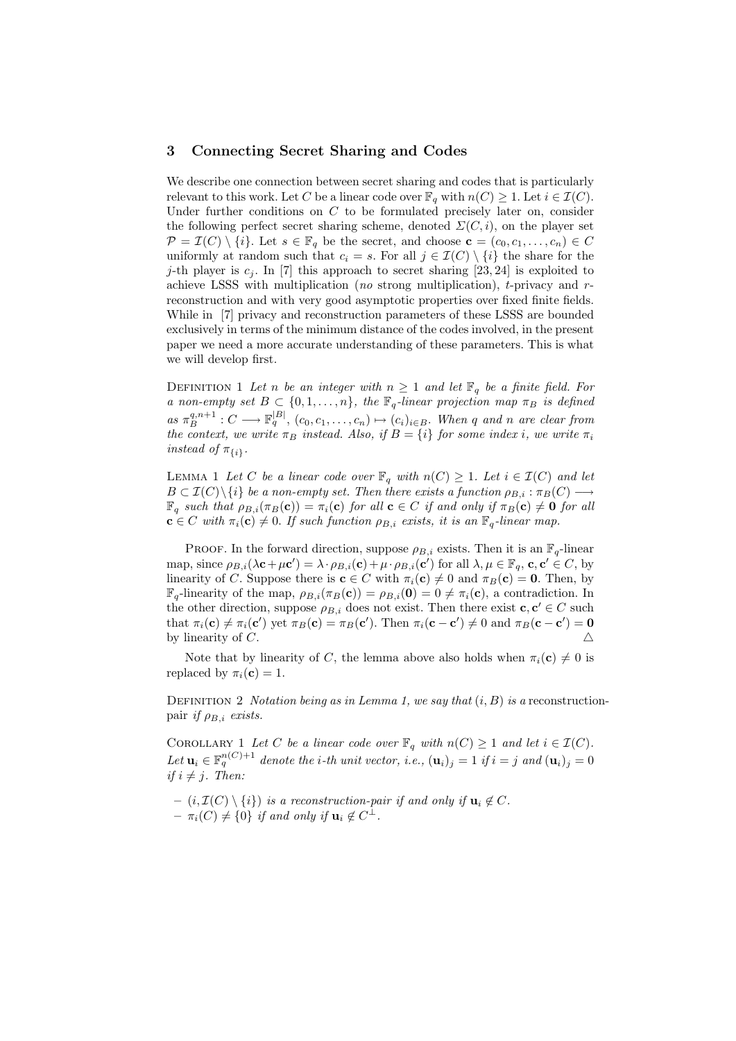## 3 Connecting Secret Sharing and Codes

We describe one connection between secret sharing and codes that is particularly relevant to this work. Let $C$ be a linear code over $\mathbb{F}_q$ with $n(C) \geq 1$. Let $i \in \mathcal{I}(C)$. Under further conditions on $C$ to be formulated precisely later on, consider the following perfect secret sharing scheme, denoted $\Sigma(C, i)$, on the player set $\mathcal{P} = \mathcal{I}(C) \setminus \{i\}$. Let $s \in \mathbb{F}_q$ be the secret, and choose $\mathbf{c} = (c_0, c_1, \ldots, c_n) \in C$ uniformly at random such that $c_i = s$. For all $j \in \mathcal{I}(C) \setminus \{i\}$ the share for the $j$-th player is $c_j$. In [7] this approach to secret sharing [23, 24] is exploited to achieve LSSS with multiplication (*no* strong multiplication), $t$-privacy and $r$-reconstruction and with very good asymptotic properties over fixed finite fields. While in [7] privacy and reconstruction parameters of these LSSS are bounded exclusively in terms of the minimum distance of the codes involved, in the present paper we need a more accurate understanding of these parameters. This is what we will develop first.

Definition 1 *Let $n$ be an integer with $n \geq 1$ and let $\mathbb{F}_q$ be a finite field. For a non-empty set $B \subset \{0, 1, \ldots, n\}$, the $\mathbb{F}_q$-linear projection map $\pi_B$ is defined as $\pi_B^{q,n+1} : C \longrightarrow \mathbb{F}_q^{|B|}$, $(c_0, c_1, \ldots, c_n) \mapsto (c_i)_{i \in B}$. When $q$ and $n$ are clear from the context, we write $\pi_B$ instead. Also, if $B = \{i\}$ for some index $i$, we write $\pi_i$ instead of $\pi_{\{i\}}$.*

Lemma 1 *Let $C$ be a linear code over $\mathbb{F}_q$ with $n(C) \geq 1$. Let $i \in \mathcal{I}(C)$ and let $B \subset \mathcal{I}(C) \setminus \{i\}$ be a non-empty set. Then there exists a function $\rho_{B,i} : \pi_B(C) \longrightarrow \mathbb{F}_q$ such that $\rho_{B,i}(\pi_B(\mathbf{c})) = \pi_i(\mathbf{c})$ for all $\mathbf{c} \in C$ if and only if $\pi_B(\mathbf{c}) \neq \mathbf{0}$ for all $\mathbf{c} \in C$ with $\pi_i(\mathbf{c}) \neq 0$. If such function $\rho_{B,i}$ exists, it is an $\mathbb{F}_q$-linear map.*

Proof. In the forward direction, suppose $\rho_{B,i}$ exists. Then it is an $\mathbb{F}_q$-linear map, since $\rho_{B,i}(\lambda\mathbf{c} + \mu\mathbf{c}') = \lambda \cdot \rho_{B,i}(\mathbf{c}) + \mu \cdot \rho_{B,i}(\mathbf{c}')$ for all $\lambda, \mu \in \mathbb{F}_q$, $\mathbf{c}, \mathbf{c}' \in C$, by linearity of $C$. Suppose there is $\mathbf{c} \in C$ with $\pi_i(\mathbf{c}) \neq 0$ and $\pi_B(\mathbf{c}) = \mathbf{0}$. Then, by $\mathbb{F}_q$-linearity of the map, $\rho_{B,i}(\pi_B(\mathbf{c})) = \rho_{B,i}(\mathbf{0}) = 0 \neq \pi_i(\mathbf{c})$, a contradiction. In the other direction, suppose $\rho_{B,i}$ does not exist. Then there exist $\mathbf{c}, \mathbf{c}' \in C$ such that $\pi_i(\mathbf{c}) \neq \pi_i(\mathbf{c}')$ yet $\pi_B(\mathbf{c}) = \pi_B(\mathbf{c}')$. Then $\pi_i(\mathbf{c} - \mathbf{c}') \neq 0$ and $\pi_B(\mathbf{c} - \mathbf{c}') = \mathbf{0}$ by linearity of $C$. $\triangle$

Note that by linearity of $C$, the lemma above also holds when $\pi_i(\mathbf{c}) \neq 0$ is replaced by $\pi_i(\mathbf{c}) = 1$.

Definition 2 *Notation being as in Lemma 1, we say that $(i, B)$ is a* reconstruction-pair *if $\rho_{B,i}$ exists.*

Corollary 1 *Let $C$ be a linear code over $\mathbb{F}_q$ with $n(C) \geq 1$ and let $i \in \mathcal{I}(C)$. Let $\mathbf{u}_i \in \mathbb{F}_q^{n(C)+1}$ denote the $i$-th unit vector, i.e., $(\mathbf{u}_i)_j = 1$ if $i = j$ and $(\mathbf{u}_i)_j = 0$ if $i \neq j$. Then:*

- *$(i, \mathcal{I}(C) \setminus \{i\})$ is a reconstruction-pair if and only if $\mathbf{u}_i \notin C$.*
- *$\pi_i(C) \neq \{0\}$ if and only if $\mathbf{u}_i \notin C^\perp$.*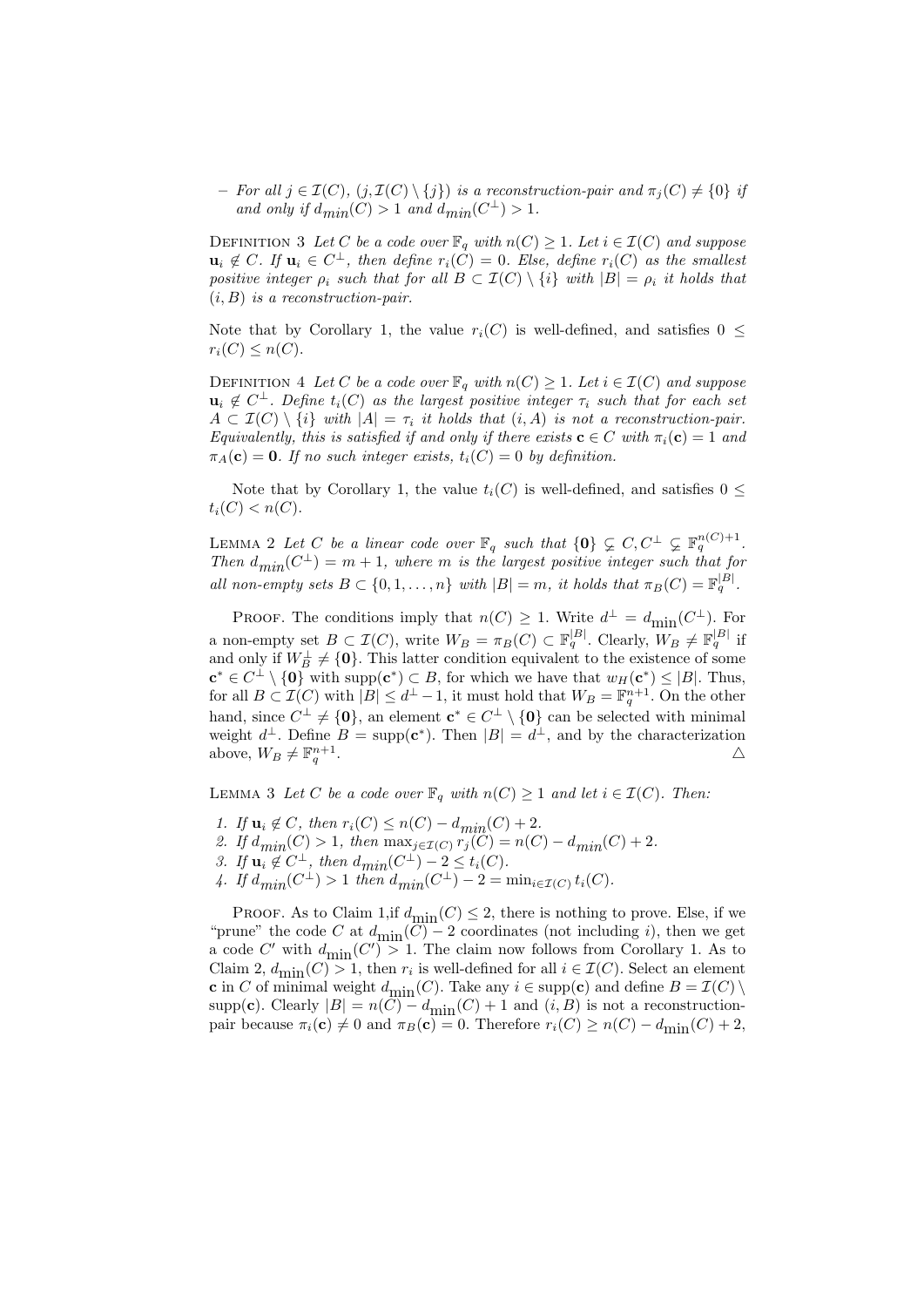– *For all $j \in \mathcal{I}(C)$, $(j, \mathcal{I}(C) \setminus \{j\})$ is a reconstruction-pair and $\pi_j(C) \neq \{0\}$ if and only if $d_{min}(C) > 1$ and $d_{min}(C^\perp) > 1$.*

Definition 3 *Let $C$ be a code over $\mathbb{F}_q$ with $n(C) \geq 1$. Let $i \in \mathcal{I}(C)$ and suppose $\mathbf{u}_i \notin C$. If $\mathbf{u}_i \in C^\perp$, then define $r_i(C) = 0$. Else, define $r_i(C)$ as the smallest positive integer $\rho_i$ such that for all $B \subset \mathcal{I}(C) \setminus \{i\}$ with $|B| = \rho_i$ it holds that $(i, B)$ is a reconstruction-pair.*

Note that by Corollary 1, the value $r_i(C)$ is well-defined, and satisfies $0 \leq r_i(C) \leq n(C)$.

Definition 4 *Let $C$ be a code over $\mathbb{F}_q$ with $n(C) \geq 1$. Let $i \in \mathcal{I}(C)$ and suppose $\mathbf{u}_i \notin C^\perp$. Define $t_i(C)$ as the largest positive integer $\tau_i$ such that for each set $A \subset \mathcal{I}(C) \setminus \{i\}$ with $|A| = \tau_i$ it holds that $(i, A)$ is not a reconstruction-pair. Equivalently, this is satisfied if and only if there exists $\mathbf{c} \in C$ with $\pi_i(\mathbf{c}) = 1$ and $\pi_A(\mathbf{c}) = \mathbf{0}$. If no such integer exists, $t_i(C) = 0$ by definition.*

Note that by Corollary 1, the value $t_i(C)$ is well-defined, and satisfies $0 \leq t_i(C) < n(C)$.

Lemma 2 *Let $C$ be a linear code over $\mathbb{F}_q$ such that $\{\mathbf{0}\} \subsetneq C, C^\perp \subsetneq \mathbb{F}_q^{n(C)+1}$. Then $d_{min}(C^\perp) = m + 1$, where $m$ is the largest positive integer such that for all non-empty sets $B \subset \{0, 1, \ldots, n\}$ with $|B| = m$, it holds that $\pi_B(C) = \mathbb{F}_q^{|B|}$.*

Proof. The conditions imply that $n(C) \geq 1$. Write $d^\perp = d_{\min}(C^\perp)$. For a non-empty set $B \subset \mathcal{I}(C)$, write $W_B = \pi_B(C) \subset \mathbb{F}_q^{|B|}$. Clearly, $W_B \neq \mathbb{F}_q^{|B|}$ if and only if $W_B^\perp \neq \{\mathbf{0}\}$. This latter condition equivalent to the existence of some $\mathbf{c}^* \in C^\perp \setminus \{\mathbf{0}\}$ with $\text{supp}(\mathbf{c}^*) \subset B$, for which we have that $w_H(\mathbf{c}^*) \leq |B|$. Thus, for all $B \subset \mathcal{I}(C)$ with $|B| \leq d^\perp - 1$, it must hold that $W_B = \mathbb{F}_q^{n+1}$. On the other hand, since $C^\perp \neq \{\mathbf{0}\}$, an element $\mathbf{c}^* \in C^\perp \setminus \{\mathbf{0}\}$ can be selected with minimal weight $d^\perp$. Define $B = \text{supp}(\mathbf{c}^*)$. Then $|B| = d^\perp$, and by the characterization above, $W_B \neq \mathbb{F}_q^{n+1}$. △

Lemma 3 *Let $C$ be a code over $\mathbb{F}_q$ with $n(C) \geq 1$ and let $i \in \mathcal{I}(C)$. Then:*

1. *If $\mathbf{u}_i \notin C$, then $r_i(C) \leq n(C) - d_{min}(C) + 2$.*
2. *If $d_{min}(C) > 1$, then $\max_{j \in \mathcal{I}(C)} r_j(C) = n(C) - d_{min}(C) + 2$.*
3. *If $\mathbf{u}_i \notin C^\perp$, then $d_{min}(C^\perp) - 2 \leq t_i(C)$.*
4. *If $d_{min}(C^\perp) > 1$ then $d_{min}(C^\perp) - 2 = \min_{i \in \mathcal{I}(C)} t_i(C)$.*

Proof. As to Claim 1,if $d_{\min}(C) \leq 2$, there is nothing to prove. Else, if we "prune" the code $C$ at $d_{\min}(C) - 2$ coordinates (not including $i$), then we get a code $C'$ with $d_{\min}(C') > 1$. The claim now follows from Corollary 1. As to Claim 2, $d_{\min}(C) > 1$, then $r_i$ is well-defined for all $i \in \mathcal{I}(C)$. Select an element $\mathbf{c}$ in $C$ of minimal weight $d_{\min}(C)$. Take any $i \in \text{supp}(\mathbf{c})$ and define $B = \mathcal{I}(C) \setminus \text{supp}(\mathbf{c})$. Clearly $|B| = n(C) - d_{\min}(C) + 1$ and $(i, B)$ is not a reconstruction-pair because $\pi_i(\mathbf{c}) \neq 0$ and $\pi_B(\mathbf{c}) = 0$. Therefore $r_i(C) \geq n(C) - d_{\min}(C) + 2$,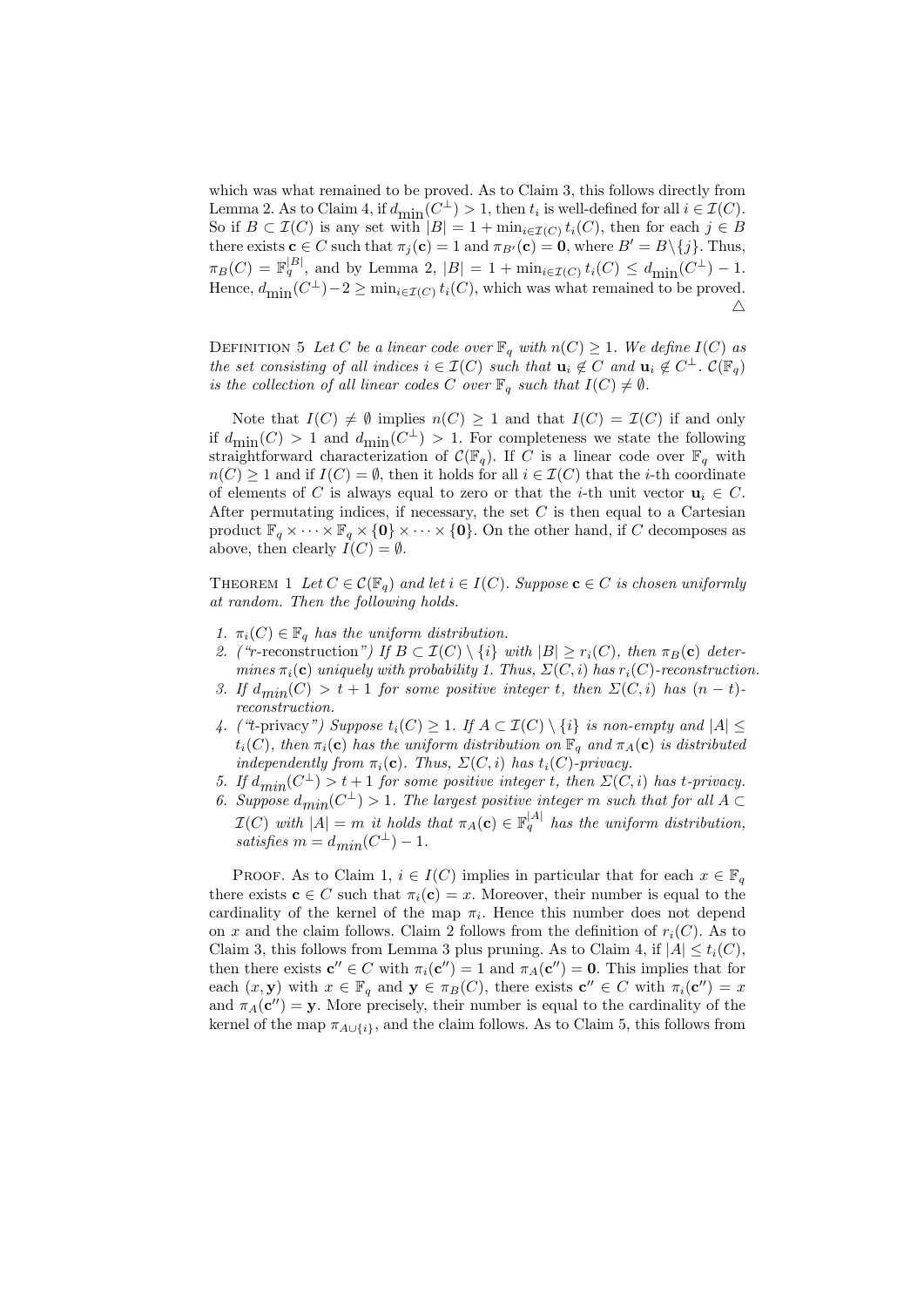which was what remained to be proved. As to Claim 3, this follows directly from Lemma 2. As to Claim 4, if $d_{\min}(C^\perp) > 1$, then $t_i$ is well-defined for all $i \in \mathcal{I}(C)$. So if $B \subset \mathcal{I}(C)$ is any set with $|B| = 1 + \min_{i \in \mathcal{I}(C)} t_i(C)$, then for each $j \in B$ there exists $\mathbf{c} \in C$ such that $\pi_j(\mathbf{c}) = 1$ and $\pi_{B'}(\mathbf{c}) = \mathbf{0}$, where $B' = B \setminus \{j\}$. Thus, $\pi_B(C) = \mathbb{F}_q^{|B|}$, and by Lemma 2, $|B| = 1 + \min_{i \in \mathcal{I}(C)} t_i(C) \leq d_{\min}(C^\perp) - 1$. Hence, $d_{\min}(C^\perp) - 2 \geq \min_{i \in \mathcal{I}(C)} t_i(C)$, which was what remained to be proved. △

Definition 5 *Let $C$ be a linear code over $\mathbb{F}_q$ with $n(C) \geq 1$. We define $I(C)$ as the set consisting of all indices $i \in \mathcal{I}(C)$ such that $\mathbf{u}_i \notin C$ and $\mathbf{u}_i \notin C^\perp$. $\mathcal{C}(\mathbb{F}_q)$ is the collection of all linear codes $C$ over $\mathbb{F}_q$ such that $I(C) \neq \emptyset$.*

Note that $I(C) \neq \emptyset$ implies $n(C) \geq 1$ and that $I(C) = \mathcal{I}(C)$ if and only if $d_{\min}(C) > 1$ and $d_{\min}(C^\perp) > 1$. For completeness we state the following straightforward characterization of $\mathcal{C}(\mathbb{F}_q)$. If $C$ is a linear code over $\mathbb{F}_q$ with $n(C) \geq 1$ and if $I(C) = \emptyset$, then it holds for all $i \in \mathcal{I}(C)$ that the $i$-th coordinate of elements of $C$ is always equal to zero or that the $i$-th unit vector $\mathbf{u}_i \in C$. After permutating indices, if necessary, the set $C$ is then equal to a Cartesian product $\mathbb{F}_q \times \cdots \times \mathbb{F}_q \times \{\mathbf{0}\} \times \cdots \times \{\mathbf{0}\}$. On the other hand, if $C$ decomposes as above, then clearly $I(C) = \emptyset$.

Theorem 1 *Let $C \in \mathcal{C}(\mathbb{F}_q)$ and let $i \in I(C)$. Suppose $\mathbf{c} \in C$ is chosen uniformly at random. Then the following holds.*

1. *$\pi_i(C) \in \mathbb{F}_q$ has the uniform distribution.*
2. *("r-reconstruction") If $B \subset \mathcal{I}(C) \setminus \{i\}$ with $|B| \geq r_i(C)$, then $\pi_B(\mathbf{c})$ determines $\pi_i(\mathbf{c})$ uniquely with probability 1. Thus, $\Sigma(C, i)$ has $r_i(C)$-reconstruction.*
3. *If $d_{min}(C) > t + 1$ for some positive integer $t$, then $\Sigma(C, i)$ has $(n - t)$-reconstruction.*
4. *("t-privacy") Suppose $t_i(C) \geq 1$. If $A \subset \mathcal{I}(C) \setminus \{i\}$ is non-empty and $|A| \leq t_i(C)$, then $\pi_i(\mathbf{c})$ has the uniform distribution on $\mathbb{F}_q$ and $\pi_A(\mathbf{c})$ is distributed independently from $\pi_i(\mathbf{c})$. Thus, $\Sigma(C, i)$ has $t_i(C)$-privacy.*
5. *If $d_{min}(C^\perp) > t + 1$ for some positive integer $t$, then $\Sigma(C, i)$ has $t$-privacy.*
6. *Suppose $d_{min}(C^\perp) > 1$. The largest positive integer $m$ such that for all $A \subset \mathcal{I}(C)$ with $|A| = m$ it holds that $\pi_A(\mathbf{c}) \in \mathbb{F}_q^{|A|}$ has the uniform distribution, satisfies $m = d_{min}(C^\perp) - 1$.*

Proof. As to Claim 1, $i \in I(C)$ implies in particular that for each $x \in \mathbb{F}_q$ there exists $\mathbf{c} \in C$ such that $\pi_i(\mathbf{c}) = x$. Moreover, their number is equal to the cardinality of the kernel of the map $\pi_i$. Hence this number does not depend on $x$ and the claim follows. Claim 2 follows from the definition of $r_i(C)$. As to Claim 3, this follows from Lemma 3 plus pruning. As to Claim 4, if $|A| \leq t_i(C)$, then there exists $\mathbf{c}'' \in C$ with $\pi_i(\mathbf{c}'') = 1$ and $\pi_A(\mathbf{c}'') = \mathbf{0}$. This implies that for each $(x, \mathbf{y})$ with $x \in \mathbb{F}_q$ and $\mathbf{y} \in \pi_B(C)$, there exists $\mathbf{c}'' \in C$ with $\pi_i(\mathbf{c}'') = x$ and $\pi_A(\mathbf{c}'') = \mathbf{y}$. More precisely, their number is equal to the cardinality of the kernel of the map $\pi_{A \cup \{i\}}$, and the claim follows. As to Claim 5, this follows from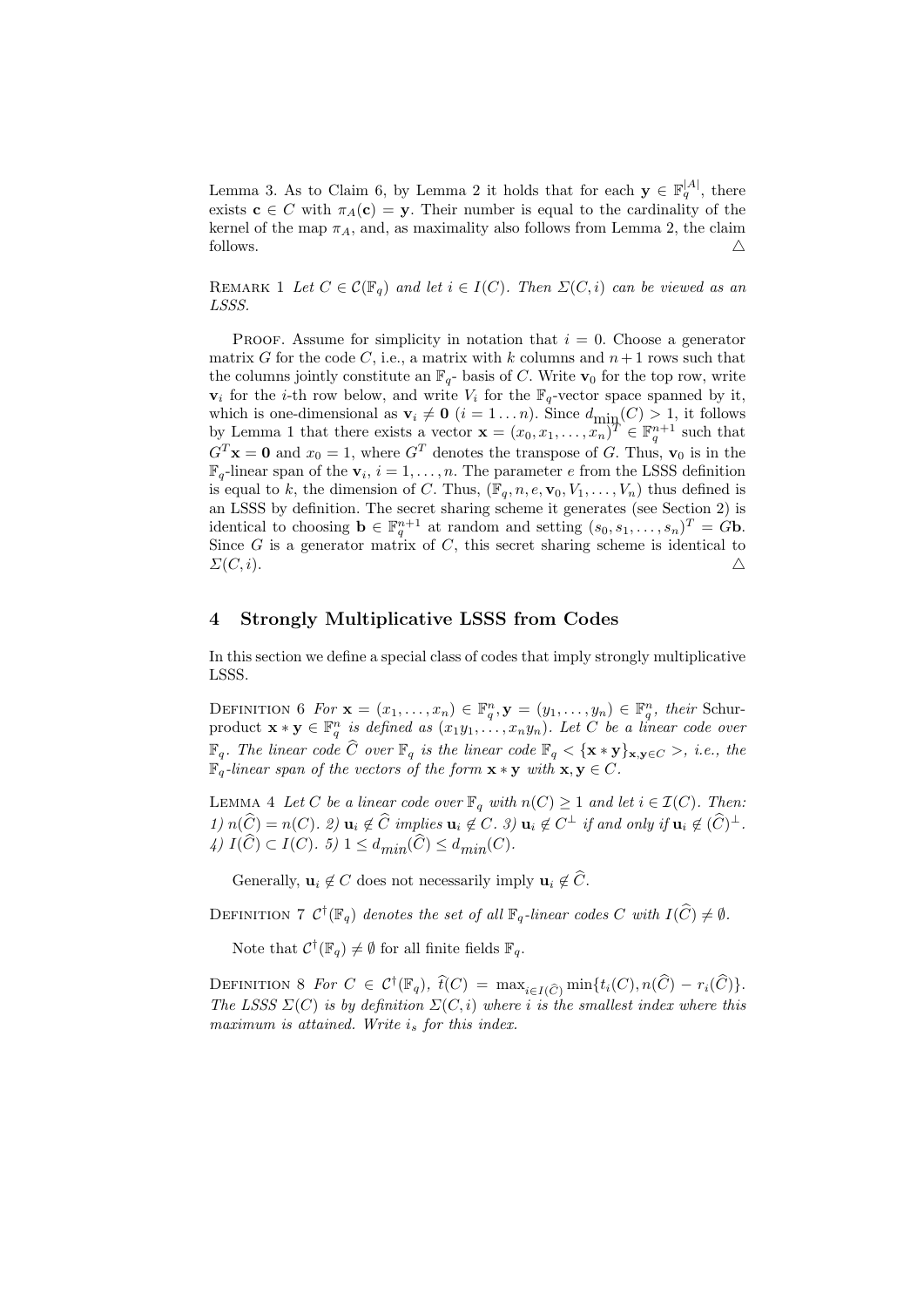Lemma 3. As to Claim 6, by Lemma 2 it holds that for each $\mathbf{y} \in \mathbb{F}_q^{|A|}$, there exists $\mathbf{c} \in C$ with $\pi_A(\mathbf{c}) = \mathbf{y}$. Their number is equal to the cardinality of the kernel of the map $\pi_A$, and, as maximality also follows from Lemma 2, the claim follows. △

REMARK 1 *Let $C \in \mathcal{C}(\mathbb{F}_q)$ and let $i \in I(C)$. Then $\Sigma(C, i)$ can be viewed as an LSSS.*

PROOF. Assume for simplicity in notation that $i = 0$. Choose a generator matrix $G$ for the code $C$, i.e., a matrix with $k$ columns and $n+1$ rows such that the columns jointly constitute an $\mathbb{F}_q$- basis of $C$. Write $\mathbf{v}_0$ for the top row, write $\mathbf{v}_i$ for the $i$-th row below, and write $V_i$ for the $\mathbb{F}_q$-vector space spanned by it, which is one-dimensional as $\mathbf{v}_i \neq \mathbf{0}$ $(i = 1 \dots n)$. Since $d_{\text{min}}(C) > 1$, it follows by Lemma 1 that there exists a vector $\mathbf{x} = (x_0, x_1, \dots, x_n)^T \in \mathbb{F}_q^{n+1}$ such that $G^T \mathbf{x} = \mathbf{0}$ and $x_0 = 1$, where $G^T$ denotes the transpose of $G$. Thus, $\mathbf{v}_0$ is in the $\mathbb{F}_q$-linear span of the $\mathbf{v}_i$, $i = 1, \dots, n$. The parameter $e$ from the LSSS definition is equal to $k$, the dimension of $C$. Thus, $(\mathbb{F}_q, n, e, \mathbf{v}_0, V_1, \dots, V_n)$ thus defined is an LSSS by definition. The secret sharing scheme it generates (see Section 2) is identical to choosing $\mathbf{b} \in \mathbb{F}_q^{n+1}$ at random and setting $(s_0, s_1, \dots, s_n)^T = G\mathbf{b}$. Since $G$ is a generator matrix of $C$, this secret sharing scheme is identical to $\Sigma(C, i)$. △

## 4 Strongly Multiplicative LSSS from Codes

In this section we define a special class of codes that imply strongly multiplicative LSSS.

DEFINITION 6 *For $\mathbf{x} = (x_1, \dots, x_n) \in \mathbb{F}_q^n, \mathbf{y} = (y_1, \dots, y_n) \in \mathbb{F}_q^n$, their* Schur-product *$\mathbf{x} * \mathbf{y} \in \mathbb{F}_q^n$ is defined as $(x_1 y_1, \dots, x_n y_n)$. Let $C$ be a linear code over $\mathbb{F}_q$. The linear code $\widehat{C}$ over $\mathbb{F}_q$ is the linear code $\mathbb{F}_q < \{\mathbf{x} * \mathbf{y}\}_{\mathbf{x},\mathbf{y} \in C} >$, i.e., the $\mathbb{F}_q$-linear span of the vectors of the form $\mathbf{x} * \mathbf{y}$ with $\mathbf{x}, \mathbf{y} \in C$.*

LEMMA 4 *Let $C$ be a linear code over $\mathbb{F}_q$ with $n(C) \geq 1$ and let $i \in \mathcal{I}(C)$. Then: 1) $n(\widehat{C}) = n(C)$. 2) $\mathbf{u}_i \notin \widehat{C}$ implies $\mathbf{u}_i \notin C$. 3) $\mathbf{u}_i \notin C^\perp$ if and only if $\mathbf{u}_i \notin (\widehat{C})^\perp$. 4) $I(\widehat{C}) \subset I(C)$. 5) $1 \leq d_{min}(\widehat{C}) \leq d_{min}(C)$.*

Generally, $\mathbf{u}_i \notin C$ does not necessarily imply $\mathbf{u}_i \notin \widehat{C}$.

DEFINITION 7 *$\mathcal{C}^\dagger(\mathbb{F}_q)$ denotes the set of all $\mathbb{F}_q$-linear codes $C$ with $I(\widehat{C}) \neq \emptyset$.*

Note that $\mathcal{C}^\dagger(\mathbb{F}_q) \neq \emptyset$ for all finite fields $\mathbb{F}_q$.

DEFINITION 8 *For $C \in \mathcal{C}^\dagger(\mathbb{F}_q)$, $\widehat{t}(C) = \max_{i \in I(\widehat{C})} \min\{t_i(C), n(\widehat{C}) - r_i(\widehat{C})\}$. The LSSS $\Sigma(C)$ is by definition $\Sigma(C, i)$ where $i$ is the smallest index where this maximum is attained. Write $i_s$ for this index.*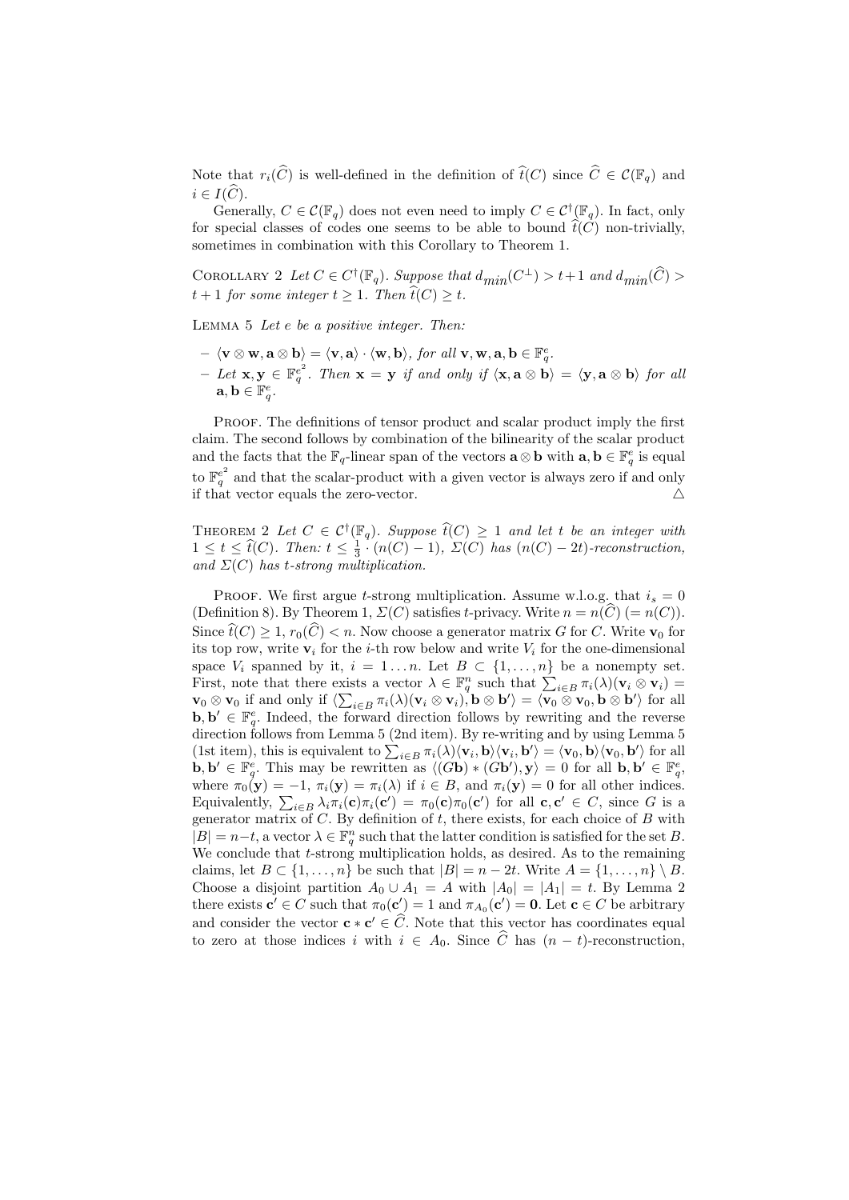Note that $r_i(\widehat{C})$ is well-defined in the definition of $\widehat{t}(C)$ since $\widehat{C} \in \mathcal{C}(\mathbb{F}_q)$ and $i \in I(\widehat{C})$.

Generally, $C \in \mathcal{C}(\mathbb{F}_q)$ does not even need to imply $C \in \mathcal{C}^{\dagger}(\mathbb{F}_q)$. In fact, only for special classes of codes one seems to be able to bound $\widehat{t}(C)$ non-trivially, sometimes in combination with this Corollary to Theorem 1.

Corollary 2 *Let $C \in C^{\dagger}(\mathbb{F}_q)$. Suppose that $d_{min}(C^{\perp}) > t+1$ and $d_{min}(\widehat{C}) > t+1$ for some integer $t \geq 1$. Then $\widehat{t}(C) \geq t$.*

Lemma 5 *Let $e$ be a positive integer. Then:*

- $\langle \mathbf{v} \otimes \mathbf{w}, \mathbf{a} \otimes \mathbf{b} \rangle = \langle \mathbf{v}, \mathbf{a} \rangle \cdot \langle \mathbf{w}, \mathbf{b} \rangle$*, for all* $\mathbf{v}, \mathbf{w}, \mathbf{a}, \mathbf{b} \in \mathbb{F}_q^e$.
- *Let* $\mathbf{x}, \mathbf{y} \in \mathbb{F}_q^{e^2}$*. Then* $\mathbf{x} = \mathbf{y}$ *if and only if* $\langle \mathbf{x}, \mathbf{a} \otimes \mathbf{b} \rangle = \langle \mathbf{y}, \mathbf{a} \otimes \mathbf{b} \rangle$ *for all* $\mathbf{a}, \mathbf{b} \in \mathbb{F}_q^e$.

Proof. The definitions of tensor product and scalar product imply the first claim. The second follows by combination of the bilinearity of the scalar product and the facts that the $\mathbb{F}_q$-linear span of the vectors $\mathbf{a} \otimes \mathbf{b}$ with $\mathbf{a}, \mathbf{b} \in \mathbb{F}_q^e$ is equal to $\mathbb{F}_q^{e^2}$ and that the scalar-product with a given vector is always zero if and only if that vector equals the zero-vector. △

Theorem 2 *Let $C \in \mathcal{C}^{\dagger}(\mathbb{F}_q)$. Suppose $\widehat{t}(C) \geq 1$ and let $t$ be an integer with $1 \leq t \leq \widehat{t}(C)$. Then: $t \leq \frac{1}{3} \cdot (n(C) - 1)$, $\Sigma(C)$ has $(n(C) - 2t)$-reconstruction, and $\Sigma(C)$ has $t$-strong multiplication.*

Proof. We first argue $t$-strong multiplication. Assume w.l.o.g. that $i_s = 0$ (Definition 8). By Theorem 1, $\Sigma(C)$ satisfies $t$-privacy. Write $n = n(\widehat{C})\ (= n(C))$. Since $\widehat{t}(C) \geq 1$, $r_0(\widehat{C}) < n$. Now choose a generator matrix $G$ for $C$. Write $\mathbf{v}_0$ for its top row, write $\mathbf{v}_i$ for the $i$-th row below and write $V_i$ for the one-dimensional space $V_i$ spanned by it, $i = 1 \ldots n$. Let $B \subset \{1, \ldots, n\}$ be a nonempty set. First, note that there exists a vector $\lambda \in \mathbb{F}_q^n$ such that $\sum_{i \in B} \pi_i(\lambda)(\mathbf{v}_i \otimes \mathbf{v}_i) = \mathbf{v}_0 \otimes \mathbf{v}_0$ if and only if $\langle \sum_{i \in B} \pi_i(\lambda)(\mathbf{v}_i \otimes \mathbf{v}_i), \mathbf{b} \otimes \mathbf{b}' \rangle = \langle \mathbf{v}_0 \otimes \mathbf{v}_0, \mathbf{b} \otimes \mathbf{b}' \rangle$ for all $\mathbf{b}, \mathbf{b}' \in \mathbb{F}_q^e$. Indeed, the forward direction follows by rewriting and the reverse direction follows from Lemma 5 (2nd item). By re-writing and by using Lemma 5 (1st item), this is equivalent to $\sum_{i \in B} \pi_i(\lambda) \langle \mathbf{v}_i, \mathbf{b} \rangle \langle \mathbf{v}_i, \mathbf{b}' \rangle = \langle \mathbf{v}_0, \mathbf{b} \rangle \langle \mathbf{v}_0, \mathbf{b}' \rangle$ for all $\mathbf{b}, \mathbf{b}' \in \mathbb{F}_q^e$. This may be rewritten as $\langle (G\mathbf{b}) * (G\mathbf{b}'), \mathbf{y} \rangle = 0$ for all $\mathbf{b}, \mathbf{b}' \in \mathbb{F}_q^e$, where $\pi_0(\mathbf{y}) = -1$, $\pi_i(\mathbf{y}) = \pi_i(\lambda)$ if $i \in B$, and $\pi_i(\mathbf{y}) = 0$ for all other indices. Equivalently, $\sum_{i \in B} \lambda_i \pi_i(\mathbf{c}) \pi_i(\mathbf{c}') = \pi_0(\mathbf{c}) \pi_0(\mathbf{c}')$ for all $\mathbf{c}, \mathbf{c}' \in C$, since $G$ is a generator matrix of $C$. By definition of $t$, there exists, for each choice of $B$ with $|B| = n - t$, a vector $\lambda \in \mathbb{F}_q^n$ such that the latter condition is satisfied for the set $B$. We conclude that $t$-strong multiplication holds, as desired. As to the remaining claims, let $B \subset \{1, \ldots, n\}$ be such that $|B| = n - 2t$. Write $A = \{1, \ldots, n\} \setminus B$. Choose a disjoint partition $A_0 \cup A_1 = A$ with $|A_0| = |A_1| = t$. By Lemma 2 there exists $\mathbf{c}' \in C$ such that $\pi_0(\mathbf{c}') = 1$ and $\pi_{A_0}(\mathbf{c}') = \mathbf{0}$. Let $\mathbf{c} \in C$ be arbitrary and consider the vector $\mathbf{c} * \mathbf{c}' \in \widehat{C}$. Note that this vector has coordinates equal to zero at those indices $i$ with $i \in A_0$. Since $\widehat{C}$ has $(n - t)$-reconstruction,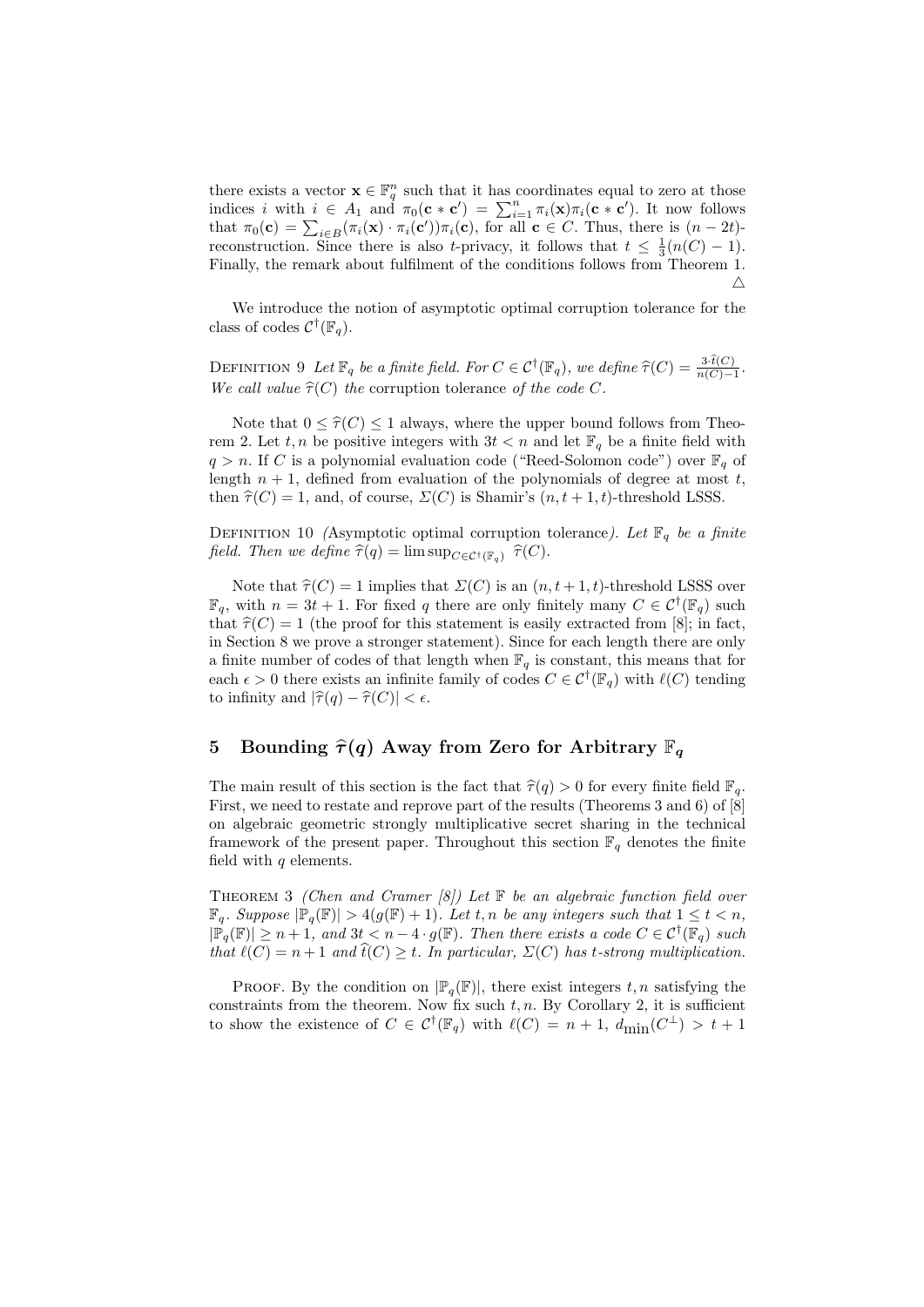there exists a vector $\mathbf{x} \in \mathbb{F}_q^n$ such that it has coordinates equal to zero at those indices $i$ with $i \in A_1$ and $\pi_0(\mathbf{c} * \mathbf{c}') = \sum_{i=1}^n \pi_i(\mathbf{x})\pi_i(\mathbf{c} * \mathbf{c}')$. It now follows that $\pi_0(\mathbf{c}) = \sum_{i \in B}(\pi_i(\mathbf{x}) \cdot \pi_i(\mathbf{c}'))\pi_i(\mathbf{c})$, for all $\mathbf{c} \in C$. Thus, there is $(n-2t)$-reconstruction. Since there is also $t$-privacy, it follows that $t \leq \frac{1}{3}(n(C)-1)$. Finally, the remark about fulfilment of the conditions follows from Theorem 1. △

We introduce the notion of asymptotic optimal corruption tolerance for the class of codes $\mathcal{C}^\dagger(\mathbb{F}_q)$.

Definition 9 *Let $\mathbb{F}_q$ be a finite field. For $C \in \mathcal{C}^\dagger(\mathbb{F}_q)$, we define $\widehat{\tau}(C) = \frac{3 \cdot \widehat{t}(C)}{n(C)-1}$. We call value $\widehat{\tau}(C)$ the* corruption tolerance *of the code $C$.*

Note that $0 \leq \widehat{\tau}(C) \leq 1$ always, where the upper bound follows from Theorem 2. Let $t, n$ be positive integers with $3t < n$ and let $\mathbb{F}_q$ be a finite field with $q > n$. If $C$ is a polynomial evaluation code ("Reed-Solomon code") over $\mathbb{F}_q$ of length $n+1$, defined from evaluation of the polynomials of degree at most $t$, then $\widehat{\tau}(C) = 1$, and, of course, $\Sigma(C)$ is Shamir's $(n, t+1, t)$-threshold LSSS.

Definition 10 *(Asymptotic optimal corruption tolerance). Let $\mathbb{F}_q$ be a finite field. Then we define $\widehat{\tau}(q) = \limsup_{C \in \mathcal{C}^\dagger(\mathbb{F}_q)} \widehat{\tau}(C)$.*

Note that $\widehat{\tau}(C) = 1$ implies that $\Sigma(C)$ is an $(n, t+1, t)$-threshold LSSS over $\mathbb{F}_q$, with $n = 3t+1$. For fixed $q$ there are only finitely many $C \in \mathcal{C}^\dagger(\mathbb{F}_q)$ such that $\widehat{\tau}(C) = 1$ (the proof for this statement is easily extracted from [8]; in fact, in Section 8 we prove a stronger statement). Since for each length there are only a finite number of codes of that length when $\mathbb{F}_q$ is constant, this means that for each $\epsilon > 0$ there exists an infinite family of codes $C \in \mathcal{C}^\dagger(\mathbb{F}_q)$ with $\ell(C)$ tending to infinity and $|\widehat{\tau}(q) - \widehat{\tau}(C)| < \epsilon$.

## 5 Bounding $\widehat{\tau}(q)$ Away from Zero for Arbitrary $\mathbb{F}_q$

The main result of this section is the fact that $\widehat{\tau}(q) > 0$ for every finite field $\mathbb{F}_q$. First, we need to restate and reprove part of the results (Theorems 3 and 6) of [8] on algebraic geometric strongly multiplicative secret sharing in the technical framework of the present paper. Throughout this section $\mathbb{F}_q$ denotes the finite field with $q$ elements.

Theorem 3 *(Chen and Cramer [8]) Let $\mathbb{F}$ be an algebraic function field over $\mathbb{F}_q$. Suppose $|\mathbb{P}_q(\mathbb{F})| > 4(g(\mathbb{F})+1)$. Let $t, n$ be any integers such that $1 \leq t < n$, $|\mathbb{P}_q(\mathbb{F})| \geq n+1$, and $3t < n - 4 \cdot g(\mathbb{F})$. Then there exists a code $C \in \mathcal{C}^\dagger(\mathbb{F}_q)$ such that $\ell(C) = n+1$ and $\widehat{t}(C) \geq t$. In particular, $\Sigma(C)$ has $t$-strong multiplication.*

Proof. By the condition on $|\mathbb{P}_q(\mathbb{F})|$, there exist integers $t, n$ satisfying the constraints from the theorem. Now fix such $t, n$. By Corollary 2, it is sufficient to show the existence of $C \in \mathcal{C}^\dagger(\mathbb{F}_q)$ with $\ell(C) = n+1$, $d_{\min}(C^\perp) > t+1$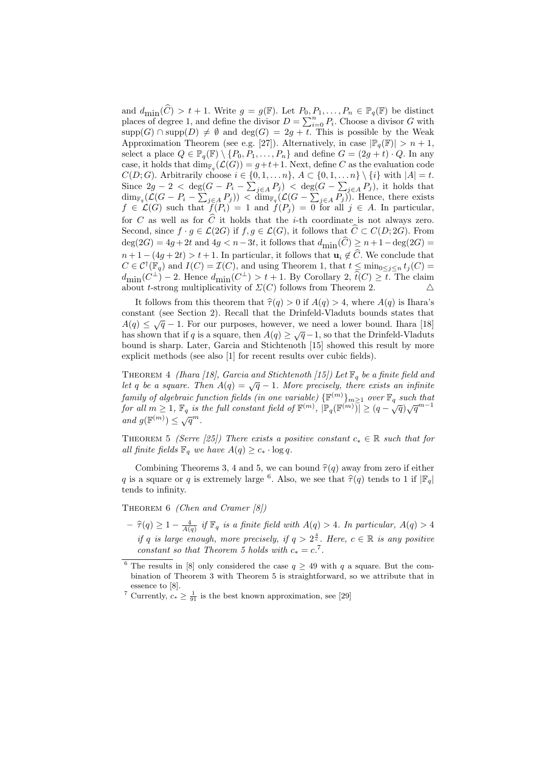and $d_{\min}(\widehat{C}) > t+1$. Write $g = g(\mathbb{F})$. Let $P_0, P_1, \ldots, P_n \in \mathbb{P}_q(\mathbb{F})$ be distinct places of degree 1, and define the divisor $D = \sum_{i=0}^{n} P_i$. Choose a divisor $G$ with $\mathrm{supp}(G) \cap \mathrm{supp}(D) \neq \emptyset$ and $\deg(G) = 2g + t$. This is possible by the Weak Approximation Theorem (see e.g. [27]). Alternatively, in case $|\mathbb{P}_q(\mathbb{F})| > n+1$, select a place $Q \in \mathbb{P}_q(\mathbb{F}) \setminus \{P_0, P_1, \ldots, P_n\}$ and define $G = (2g+t) \cdot Q$. In any case, it holds that $\dim_{\mathbb{F}_q}(\mathcal{L}(G)) = g+t+1$. Next, define $C$ as the evaluation code $C(D;G)$. Arbitrarily choose $i \in \{0,1,\ldots n\}$, $A \subset \{0,1,\ldots n\} \setminus \{i\}$ with $|A| = t$. Since $2g-2 < \deg(G - P_i - \sum_{j\in A} P_j) < \deg(G - \sum_{j \in A} P_j)$, it holds that $\dim_{\mathbb{F}_q}(\mathcal{L}(G - P_i - \sum_{j\in A} P_j)) < \dim_{\mathbb{F}_q}(\mathcal{L}(G - \sum_{j\in A} P_j))$. Hence, there exists $f \in \mathcal{L}(G)$ such that $f(P_i) = 1$ and $f(P_j) = 0$ for all $j \in A$. In particular, for $C$ as well as for $\widehat{C}$ it holds that the $i$-th coordinate is not always zero. Second, since $f \cdot g \in \mathcal{L}(2G)$ if $f, g \in \mathcal{L}(G)$, it follows that $\widehat{C} \subset C(D; 2G)$. From $\deg(2G) = 4g+2t$ and $4g < n-3t$, it follows that $d_{\min}(\widehat{C}) \geq n+1-\deg(2G) = n+1-(4g+2t) > t+1$. In particular, it follows that $\mathbf{u}_i \notin \widehat{C}$. We conclude that $C \in \mathcal{C}^{\dagger}(\mathbb{F}_q)$ and $I(C) = \mathcal{I}(C)$, and using Theorem 1, that $t \leq \min_{0 \leq j \leq n} t_j(C) = d_{\min}(C^{\perp}) - 2$. Hence $d_{\min}(C^{\perp}) > t+1$. By Corollary 2, $\widehat{t}(C) \geq t$. The claim about $t$-strong multiplicativity of $\Sigma(C)$ follows from Theorem 2. △

It follows from this theorem that $\widehat{\tau}(q) > 0$ if $A(q) > 4$, where $A(q)$ is Ihara's constant (see Section 2). Recall that the Drinfeld-Vladuts bounds states that $A(q) \leq \sqrt{q} - 1$. For our purposes, however, we need a lower bound. Ihara [18] has shown that if $q$ is a square, then $A(q) \geq \sqrt{q} - 1$, so that the Drinfeld-Vladuts bound is sharp. Later, Garcia and Stichtenoth [15] showed this result by more explicit methods (see also [1] for recent results over cubic fields).

Theorem 4 *(Ihara [18], Garcia and Stichtenoth [15]) Let $\mathbb{F}_q$ be a finite field and let $q$ be a square. Then $A(q) = \sqrt{q} - 1$. More precisely, there exists an infinite family of algebraic function fields (in one variable) $\{\mathbb{F}^{(m)}\}_{m \geq 1}$ over $\mathbb{F}_q$ such that for all $m \geq 1$, $\mathbb{F}_q$ is the full constant field of $\mathbb{F}^{(m)}$, $|\mathbb{P}_q(\mathbb{F}^{(m)})| \geq (q - \sqrt{q})\sqrt{q}^{m-1}$ and $g(\mathbb{F}^{(m)}) \leq \sqrt{q}^m$.*

Theorem 5 *(Serre [25]) There exists a positive constant $c_* \in \mathbb{R}$ such that for all finite fields $\mathbb{F}_q$ we have $A(q) \geq c_* \cdot \log q$.*

Combining Theorems 3, 4 and 5, we can bound $\widehat{\tau}(q)$ away from zero if either $q$ is a square or $q$ is extremely large [6]. Also, we see that $\widehat{\tau}(q)$ tends to 1 if $|\mathbb{F}_q|$ tends to infinity.

Theorem 6 *(Chen and Cramer [8])*

- *$\widehat{\tau}(q) \geq 1 - \frac{4}{A(q)}$ if $\mathbb{F}_q$ is a finite field with $A(q) > 4$. In particular, $A(q) > 4$ if $q$ is large enough, more precisely, if $q > 2^{\frac{4}{c}}$. Here, $c \in \mathbb{R}$ is any positive constant so that Theorem 5 holds with $c_* = c$.* [7]

---

[6] The results in [8] only considered the case $q \geq 49$ with $q$ a square. But the combination of Theorem 3 with Theorem 5 is straightforward, so we attribute that in essence to [8].

[7] Currently, $c_* \geq \frac{1}{91}$ is the best known approximation, see [29]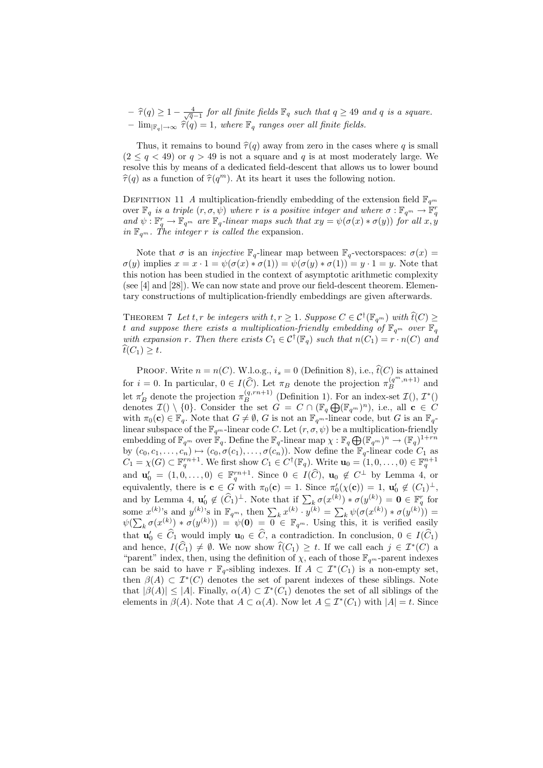– $\widehat{\tau}(q) \geq 1 - \frac{4}{\sqrt{q}-1}$ *for all finite fields* $\mathbb{F}_q$ *such that* $q \geq 49$ *and* $q$ *is a square.*
– $\lim_{|\mathbb{F}_q| \to \infty} \widehat{\tau}(q) = 1$*, where* $\mathbb{F}_q$ *ranges over all finite fields.*

Thus, it remains to bound $\widehat{\tau}(q)$ away from zero in the cases where $q$ is small ($2 \leq q < 49$) or $q > 49$ is not a square and $q$ is at most moderately large. We resolve this by means of a dedicated field-descent that allows us to lower bound $\widehat{\tau}(q)$ as a function of $\widehat{\tau}(q^m)$. At its heart it uses the following notion.

Definition 11 *A multiplication-friendly embedding of the extension field* $\mathbb{F}_{q^m}$ *over* $\mathbb{F}_q$ *is a triple* $(r, \sigma, \psi)$ *where* $r$ *is a positive integer and where* $\sigma : \mathbb{F}_{q^m} \to \mathbb{F}_q^r$ *and* $\psi : \mathbb{F}_q^r \to \mathbb{F}_{q^m}$ *are* $\mathbb{F}_q$*-linear maps such that* $xy = \psi(\sigma(x) * \sigma(y))$ *for all* $x, y$ *in* $\mathbb{F}_{q^m}$*. The integer* $r$ *is called the* expansion.

Note that $\sigma$ is an *injective* $\mathbb{F}_q$-linear map between $\mathbb{F}_q$-vectorspaces: $\sigma(x) = \sigma(y)$ implies $x = x \cdot 1 = \psi(\sigma(x) * \sigma(1)) = \psi(\sigma(y) * \sigma(1)) = y \cdot 1 = y$. Note that this notion has been studied in the context of asymptotic arithmetic complexity (see [4] and [28]). We can now state and prove our field-descent theorem. Elementary constructions of multiplication-friendly embeddings are given afterwards.

Theorem 7 *Let* $t, r$ *be integers with* $t, r \geq 1$*. Suppose* $C \in \mathcal{C}^{\dagger}(\mathbb{F}_{q^m})$ *with* $\widehat{t}(C) \geq t$ *and suppose there exists a multiplication-friendly embedding of* $\mathbb{F}_{q^m}$ *over* $\mathbb{F}_q$ *with expansion* $r$*. Then there exists* $C_1 \in \mathcal{C}^{\dagger}(\mathbb{F}_q)$ *such that* $n(C_1) = r \cdot n(C)$ *and* $\widehat{t}(C_1) \geq t$*.*

Proof. Write $n = n(C)$. W.l.o.g., $i_s = 0$ (Definition 8), i.e., $\widehat{t}(C)$ is attained for $i = 0$. In particular, $0 \in I(\widehat{C})$. Let $\pi_B$ denote the projection $\pi_B^{(q^m, n+1)}$ and let $\pi_B'$ denote the projection $\pi_B^{(q, rn+1)}$ (Definition 1). For an index-set $\mathcal{I}()$, $\mathcal{I}^*()$ denotes $\mathcal{I}() \setminus \{0\}$. Consider the set $G = C \cap (\mathbb{F}_q \bigoplus (\mathbb{F}_{q^m})^n)$, i.e., all $\mathbf{c} \in C$ with $\pi_0(\mathbf{c}) \in \mathbb{F}_q$. Note that $G \neq \emptyset$, $G$ is not an $\mathbb{F}_{q^m}$-linear code, but $G$ is an $\mathbb{F}_q$-linear subspace of the $\mathbb{F}_{q^m}$-linear code $C$. Let $(r, \sigma, \psi)$ be a multiplication-friendly embedding of $\mathbb{F}_{q^m}$ over $\mathbb{F}_q$. Define the $\mathbb{F}_q$-linear map $\chi : \mathbb{F}_q \bigoplus (\mathbb{F}_{q^m})^n \to (\mathbb{F}_q)^{1+rn}$ by $(c_0, c_1, \ldots, c_n) \mapsto (c_0, \sigma(c_1), \ldots, \sigma(c_n))$. Now define the $\mathbb{F}_q$-linear code $C_1$ as $C_1 = \chi(G) \subset \mathbb{F}_q^{rn+1}$. We first show $C_1 \in C^{\dagger}(\mathbb{F}_q)$. Write $\mathbf{u}_0 = (1, 0, \ldots, 0) \in \mathbb{F}_q^{n+1}$ and $\mathbf{u}_0' = (1, 0, \ldots, 0) \in \mathbb{F}_q^{rn+1}$. Since $0 \in I(\widehat{C})$, $\mathbf{u}_0 \notin C^{\perp}$ by Lemma 4, or equivalently, there is $\mathbf{c} \in G$ with $\pi_0(\mathbf{c}) = 1$. Since $\pi_0'(\chi(\mathbf{c})) = 1$, $\mathbf{u}_0' \notin (C_1)^{\perp}$, and by Lemma 4, $\mathbf{u}_0' \notin (\widehat{C}_1)^{\perp}$. Note that if $\sum_k \sigma(x^{(k)}) * \sigma(y^{(k)}) = \mathbf{0} \in \mathbb{F}_q^r$ for some $x^{(k)}$'s and $y^{(k)}$'s in $\mathbb{F}_{q^m}$, then $\sum_k x^{(k)} \cdot y^{(k)} = \sum_k \psi(\sigma(x^{(k)}) * \sigma(y^{(k)})) = \psi(\sum_k \sigma(x^{(k)}) * \sigma(y^{(k)})) = \psi(\mathbf{0}) = 0 \in \mathbb{F}_{q^m}$. Using this, it is verified easily that $\mathbf{u}_0' \in \widehat{C}_1$ would imply $\mathbf{u}_0 \in \widehat{C}$, a contradiction. In conclusion, $0 \in I(\widehat{C}_1)$ and hence, $I(\widehat{C}_1) \neq \emptyset$. We now show $\widehat{t}(C_1) \geq t$. If we call each $j \in \mathcal{I}^*(C)$ a "parent" index, then, using the definition of $\chi$, each of those $\mathbb{F}_{q^m}$-parent indexes can be said to have $r$ $\mathbb{F}_q$-sibling indexes. If $A \subset \mathcal{I}^*(C_1)$ is a non-empty set, then $\beta(A) \subset \mathcal{I}^*(C)$ denotes the set of parent indexes of these siblings. Note that $|\beta(A)| \leq |A|$. Finally, $\alpha(A) \subset \mathcal{I}^*(C_1)$ denotes the set of all siblings of the elements in $\beta(A)$. Note that $A \subset \alpha(A)$. Now let $A \subseteq \mathcal{I}^*(C_1)$ with $|A| = t$. Since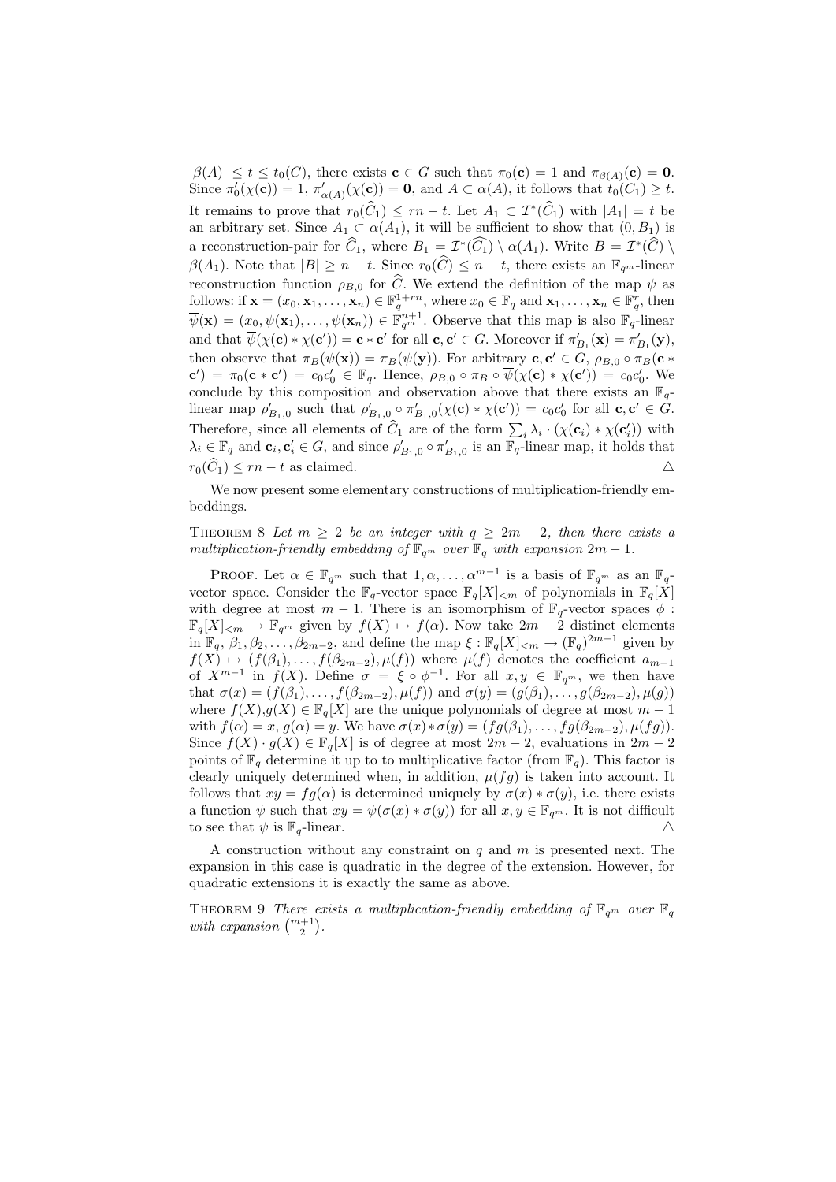$|\beta(A)| \leq t \leq t_0(C)$, there exists $\mathbf{c} \in G$ such that $\pi_0(\mathbf{c}) = 1$ and $\pi_{\beta(A)}(\mathbf{c}) = \mathbf{0}$. Since $\pi'_0(\chi(\mathbf{c})) = 1$, $\pi'_{\alpha(A)}(\chi(\mathbf{c})) = \mathbf{0}$, and $A \subset \alpha(A)$, it follows that $t_0(C_1) \geq t$. It remains to prove that $r_0(\widehat{C}_1) \leq rn - t$. Let $A_1 \subset \mathcal{I}^*(\widehat{C}_1)$ with $|A_1| = t$ be an arbitrary set. Since $A_1 \subset \alpha(A_1)$, it will be sufficient to show that $(0, B_1)$ is a reconstruction-pair for $\widehat{C}_1$, where $B_1 = \mathcal{I}^*(\widehat{C}_1) \setminus \alpha(A_1)$. Write $B = \mathcal{I}^*(\widehat{C}) \setminus \beta(A_1)$. Note that $|B| \geq n - t$. Since $r_0(\widehat{C}) \leq n - t$, there exists an $\mathbb{F}_{q^m}$-linear reconstruction function $\rho_{B,0}$ for $\widehat{C}$. We extend the definition of the map $\psi$ as follows: if $\mathbf{x} = (x_0, \mathbf{x}_1, \ldots, \mathbf{x}_n) \in \mathbb{F}_q^{1+rn}$, where $x_0 \in \mathbb{F}_q$ and $\mathbf{x}_1, \ldots, \mathbf{x}_n \in \mathbb{F}_q^r$, then $\overline{\psi}(\mathbf{x}) = (x_0, \psi(\mathbf{x}_1), \ldots, \psi(\mathbf{x}_n)) \in \mathbb{F}_{q^m}^{n+1}$. Observe that this map is also $\mathbb{F}_q$-linear and that $\overline{\psi}(\chi(\mathbf{c}) * \chi(\mathbf{c}')) = \mathbf{c} * \mathbf{c}'$ for all $\mathbf{c}, \mathbf{c}' \in G$. Moreover if $\pi'_{B_1}(\mathbf{x}) = \pi'_{B_1}(\mathbf{y})$, then observe that $\pi_B(\overline{\psi}(\mathbf{x})) = \pi_B(\overline{\psi}(\mathbf{y}))$. For arbitrary $\mathbf{c}, \mathbf{c}' \in G$, $\rho_{B,0} \circ \pi_B(\mathbf{c} * \mathbf{c}') = \pi_0(\mathbf{c} * \mathbf{c}') = c_0 c'_0 \in \mathbb{F}_q$. Hence, $\rho_{B,0} \circ \pi_B \circ \overline{\psi}(\chi(\mathbf{c}) * \chi(\mathbf{c}')) = c_0 c'_0$. We conclude by this composition and observation above that there exists an $\mathbb{F}_q$-linear map $\rho'_{B_1,0}$ such that $\rho'_{B_1,0} \circ \pi'_{B_1,0}(\chi(\mathbf{c}) * \chi(\mathbf{c}')) = c_0 c'_0$ for all $\mathbf{c}, \mathbf{c}' \in G$. Therefore, since all elements of $\widehat{C}_1$ are of the form $\sum_i \lambda_i \cdot (\chi(\mathbf{c}_i) * \chi(\mathbf{c}'_i))$ with $\lambda_i \in \mathbb{F}_q$ and $\mathbf{c}_i, \mathbf{c}'_i \in G$, and since $\rho'_{B_1,0} \circ \pi'_{B_1,0}$ is an $\mathbb{F}_q$-linear map, it holds that $r_0(\widehat{C}_1) \leq rn - t$ as claimed. △

We now present some elementary constructions of multiplication-friendly embeddings.

Theorem 8 *Let $m \geq 2$ be an integer with $q \geq 2m - 2$, then there exists a multiplication-friendly embedding of $\mathbb{F}_{q^m}$ over $\mathbb{F}_q$ with expansion $2m - 1$.*

Proof. Let $\alpha \in \mathbb{F}_{q^m}$ such that $1, \alpha, \ldots, \alpha^{m-1}$ is a basis of $\mathbb{F}_{q^m}$ as an $\mathbb{F}_q$-vector space. Consider the $\mathbb{F}_q$-vector space $\mathbb{F}_q[X]_{<m}$ of polynomials in $\mathbb{F}_q[X]$ with degree at most $m - 1$. There is an isomorphism of $\mathbb{F}_q$-vector spaces $\phi : \mathbb{F}_q[X]_{<m} \to \mathbb{F}_{q^m}$ given by $f(X) \mapsto f(\alpha)$. Now take $2m - 2$ distinct elements in $\mathbb{F}_q$, $\beta_1, \beta_2, \ldots, \beta_{2m-2}$, and define the map $\xi : \mathbb{F}_q[X]_{<m} \to (\mathbb{F}_q)^{2m-1}$ given by $f(X) \mapsto (f(\beta_1), \ldots, f(\beta_{2m-2}), \mu(f))$ where $\mu(f)$ denotes the coefficient $a_{m-1}$ of $X^{m-1}$ in $f(X)$. Define $\sigma = \xi \circ \phi^{-1}$. For all $x, y \in \mathbb{F}_{q^m}$, we then have that $\sigma(x) = (f(\beta_1), \ldots, f(\beta_{2m-2}), \mu(f))$ and $\sigma(y) = (g(\beta_1), \ldots, g(\beta_{2m-2}), \mu(g))$ where $f(X), g(X) \in \mathbb{F}_q[X]$ are the unique polynomials of degree at most $m - 1$ with $f(\alpha) = x$, $g(\alpha) = y$. We have $\sigma(x) * \sigma(y) = (fg(\beta_1), \ldots, fg(\beta_{2m-2}), \mu(fg))$. Since $f(X) \cdot g(X) \in \mathbb{F}_q[X]$ is of degree at most $2m - 2$, evaluations in $2m - 2$ points of $\mathbb{F}_q$ determine it up to to multiplicative factor (from $\mathbb{F}_q$). This factor is clearly uniquely determined when, in addition, $\mu(fg)$ is taken into account. It follows that $xy = fg(\alpha)$ is determined uniquely by $\sigma(x) * \sigma(y)$, i.e. there exists a function $\psi$ such that $xy = \psi(\sigma(x) * \sigma(y))$ for all $x, y \in \mathbb{F}_{q^m}$. It is not difficult to see that $\psi$ is $\mathbb{F}_q$-linear. △

A construction without any constraint on $q$ and $m$ is presented next. The expansion in this case is quadratic in the degree of the extension. However, for quadratic extensions it is exactly the same as above.

Theorem 9 *There exists a multiplication-friendly embedding of $\mathbb{F}_{q^m}$ over $\mathbb{F}_q$ with expansion $\binom{m+1}{2}$.*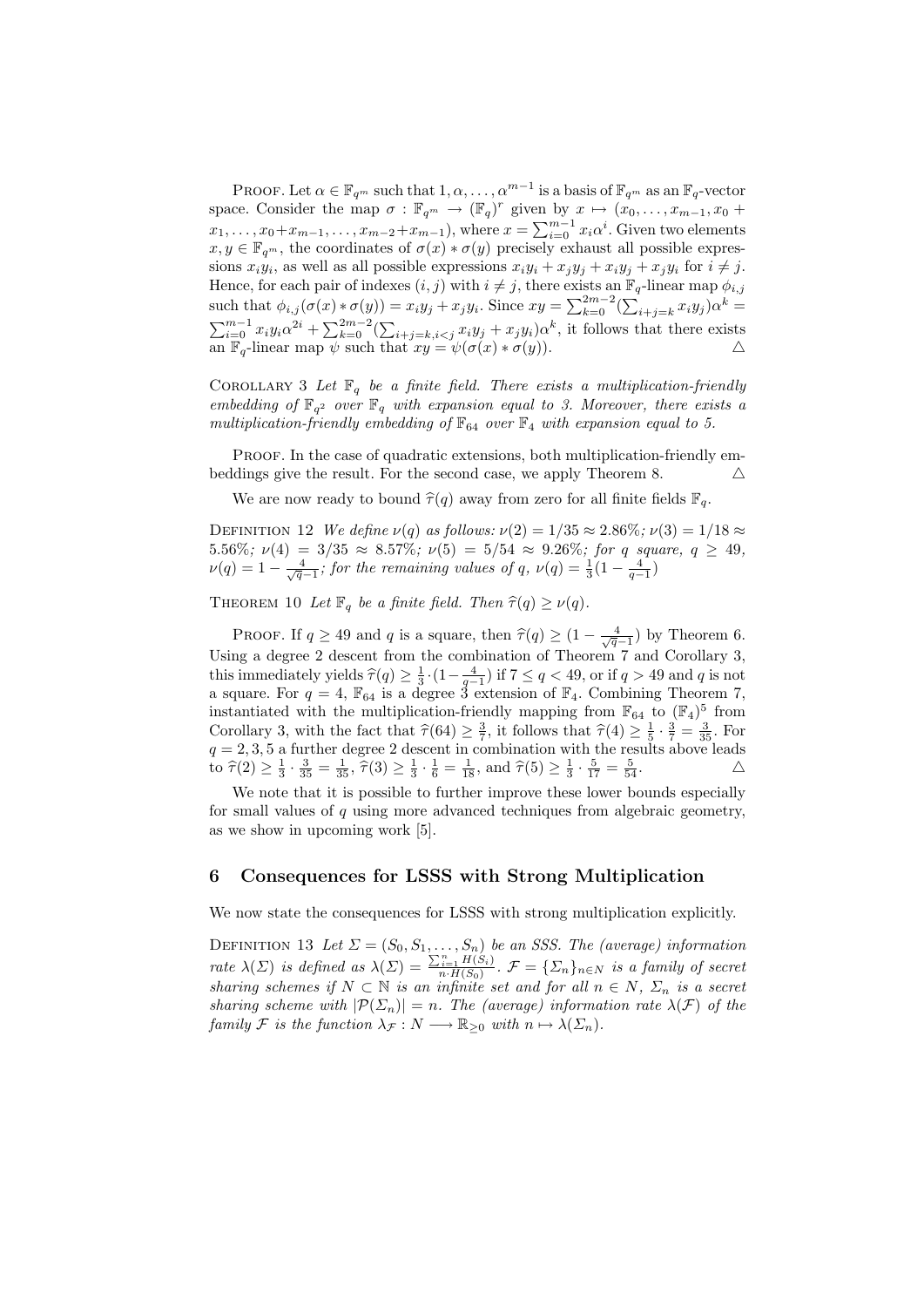PROOF. Let $\alpha \in \mathbb{F}_{q^m}$ such that $1, \alpha, \ldots, \alpha^{m-1}$ is a basis of $\mathbb{F}_{q^m}$ as an $\mathbb{F}_q$-vector space. Consider the map $\sigma : \mathbb{F}_{q^m} \to (\mathbb{F}_q)^r$ given by $x \mapsto (x_0, \ldots, x_{m-1}, x_0 + x_1, \ldots, x_0 + x_{m-1}, \ldots, x_{m-2} + x_{m-1})$, where $x = \sum_{i=0}^{m-1} x_i \alpha^i$. Given two elements $x, y \in \mathbb{F}_{q^m}$, the coordinates of $\sigma(x) * \sigma(y)$ precisely exhaust all possible expressions $x_i y_i$, as well as all possible expressions $x_i y_i + x_j y_j + x_i y_j + x_j y_i$ for $i \neq j$. Hence, for each pair of indexes $(i, j)$ with $i \neq j$, there exists an $\mathbb{F}_q$-linear map $\phi_{i,j}$ such that $\phi_{i,j}(\sigma(x) * \sigma(y)) = x_i y_j + x_j y_i$. Since $xy = \sum_{k=0}^{2m-2} (\sum_{i+j=k} x_i y_j) \alpha^k = \sum_{i=0}^{m-1} x_i y_i \alpha^{2i} + \sum_{k=0}^{2m-2} (\sum_{i+j=k, i<j} x_i y_j + x_j y_i) \alpha^k$, it follows that there exists an $\mathbb{F}_q$-linear map $\psi$ such that $xy = \psi(\sigma(x) * \sigma(y))$. △

COROLLARY 3 *Let $\mathbb{F}_q$ be a finite field. There exists a multiplication-friendly embedding of $\mathbb{F}_{q^2}$ over $\mathbb{F}_q$ with expansion equal to 3. Moreover, there exists a multiplication-friendly embedding of $\mathbb{F}_{64}$ over $\mathbb{F}_4$ with expansion equal to 5.*

PROOF. In the case of quadratic extensions, both multiplication-friendly embeddings give the result. For the second case, we apply Theorem 8. △

We are now ready to bound $\widehat{\tau}(q)$ away from zero for all finite fields $\mathbb{F}_q$.

DEFINITION 12 *We define $\nu(q)$ as follows: $\nu(2) = 1/35 \approx 2.86\%$; $\nu(3) = 1/18 \approx 5.56\%$; $\nu(4) = 3/35 \approx 8.57\%$; $\nu(5) = 5/54 \approx 9.26\%$; for $q$ square, $q \geq 49$, $\nu(q) = 1 - \frac{4}{\sqrt{q}-1}$; for the remaining values of $q$, $\nu(q) = \frac{1}{3}(1 - \frac{4}{q-1})$*

THEOREM 10 *Let $\mathbb{F}_q$ be a finite field. Then $\widehat{\tau}(q) \geq \nu(q)$.*

PROOF. If $q \geq 49$ and $q$ is a square, then $\widehat{\tau}(q) \geq (1 - \frac{4}{\sqrt{q}-1})$ by Theorem 6. Using a degree 2 descent from the combination of Theorem 7 and Corollary 3, this immediately yields $\widehat{\tau}(q) \geq \frac{1}{3} \cdot (1 - \frac{4}{q-1})$ if $7 \leq q < 49$, or if $q > 49$ and $q$ is not a square. For $q = 4$, $\mathbb{F}_{64}$ is a degree 3 extension of $\mathbb{F}_4$. Combining Theorem 7, instantiated with the multiplication-friendly mapping from $\mathbb{F}_{64}$ to $(\mathbb{F}_4)^5$ from Corollary 3, with the fact that $\widehat{\tau}(64) \geq \frac{3}{7}$, it follows that $\widehat{\tau}(4) \geq \frac{1}{5} \cdot \frac{3}{7} = \frac{3}{35}$. For $q = 2, 3, 5$ a further degree 2 descent in combination with the results above leads to $\widehat{\tau}(2) \geq \frac{1}{3} \cdot \frac{3}{35} = \frac{1}{35}$, $\widehat{\tau}(3) \geq \frac{1}{3} \cdot \frac{1}{6} = \frac{1}{18}$, and $\widehat{\tau}(5) \geq \frac{1}{3} \cdot \frac{5}{17} = \frac{5}{54}$. △

We note that it is possible to further improve these lower bounds especially for small values of $q$ using more advanced techniques from algebraic geometry, as we show in upcoming work [5].

## 6 Consequences for LSSS with Strong Multiplication

We now state the consequences for LSSS with strong multiplication explicitly.

DEFINITION 13 *Let $\Sigma = (S_0, S_1, \ldots, S_n)$ be an SSS. The (average) information rate $\lambda(\Sigma)$ is defined as $\lambda(\Sigma) = \frac{\sum_{i=1}^{n} H(S_i)}{n \cdot H(S_0)}$. $\mathcal{F} = \{\Sigma_n\}_{n \in N}$ is a family of secret sharing schemes if $N \subset \mathbb{N}$ is an infinite set and for all $n \in N$, $\Sigma_n$ is a secret sharing scheme with $|\mathcal{P}(\Sigma_n)| = n$. The (average) information rate $\lambda(\mathcal{F})$ of the family $\mathcal{F}$ is the function $\lambda_{\mathcal{F}} : N \longrightarrow \mathbb{R}_{\geq 0}$ with $n \mapsto \lambda(\Sigma_n)$.*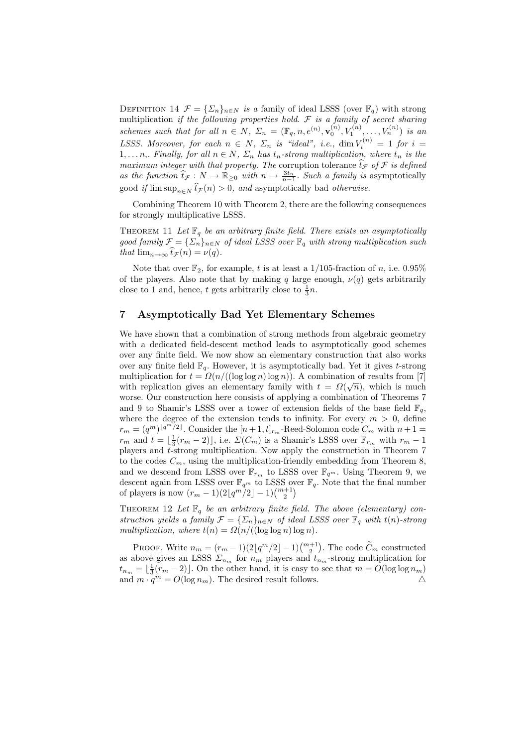Definition 14 $\mathcal{F} = \{\Sigma_n\}_{n\in N}$ *is a* family of ideal LSSS (over $\mathbb{F}_q$) with strong multiplication *if the following properties hold.* $\mathcal{F}$ *is a family of secret sharing schemes such that for all* $n \in N$*,* $\Sigma_n = (\mathbb{F}_q, n, e^{(n)}, \mathbf{v}_0^{(n)}, V_1^{(n)}, \ldots, V_n^{(n)})$ *is an LSSS. Moreover, for each* $n \in N$*,* $\Sigma_n$ *is "ideal", i.e.,* $\dim V_i^{(n)} = 1$ *for* $i = 1, \ldots n,$*. Finally, for all* $n \in N$*,* $\Sigma_n$ *has* $t_n$*-strong multiplication, where* $t_n$ *is the maximum integer with that property. The* corruption tolerance $\widehat{t}_{\mathcal{F}}$ *of* $\mathcal{F}$ *is defined as the function* $\widehat{t}_{\mathcal{F}} : N \to \mathbb{R}_{\geq 0}$ *with* $n \mapsto \frac{3t_n}{n-1}$*. Such a family is* asymptotically good *if* $\limsup_{n\in N} \widehat{t}_{\mathcal{F}}(n) > 0$*, and* asymptotically bad *otherwise.*

Combining Theorem 10 with Theorem 2, there are the following consequences for strongly multiplicative LSSS.

Theorem 11 *Let* $\mathbb{F}_q$ *be an arbitrary finite field. There exists an asymptotically good family* $\mathcal{F} = \{\Sigma_n\}_{n\in N}$ *of ideal LSSS over* $\mathbb{F}_q$ *with strong multiplication such that* $\lim_{n\to\infty} \widehat{t}_{\mathcal{F}}(n) = \nu(q)$*.*

Note that over $\mathbb{F}_2$, for example, $t$ is at least a 1/105-fraction of $n$, i.e. 0.95% of the players. Also note that by making $q$ large enough, $\nu(q)$ gets arbitrarily close to 1 and, hence, $t$ gets arbitrarily close to $\frac{1}{3}n$.

## 7 Asymptotically Bad Yet Elementary Schemes

We have shown that a combination of strong methods from algebraic geometry with a dedicated field-descent method leads to asymptotically good schemes over any finite field. We now show an elementary construction that also works over any finite field $\mathbb{F}_q$. However, it is asymptotically bad. Yet it gives $t$-strong multiplication for $t = \Omega(n/((\log\log n)\log n))$. A combination of results from [7] with replication gives an elementary family with $t = \Omega(\sqrt{n})$, which is much worse. Our construction here consists of applying a combination of Theorems 7 and 9 to Shamir's LSSS over a tower of extension fields of the base field $\mathbb{F}_q$, where the degree of the extension tends to infinity. For every $m > 0$, define $r_m = (q^m)^{\lfloor q^m/2\rfloor}$. Consider the $[n+1, t]_{r_m}$-Reed-Solomon code $C_m$ with $n+1 = r_m$ and $t = \lfloor \frac{1}{3}(r_m - 2)\rfloor$, i.e. $\Sigma(C_m)$ is a Shamir's LSSS over $\mathbb{F}_{r_m}$ with $r_m - 1$ players and $t$-strong multiplication. Now apply the construction in Theorem 7 to the codes $C_m$, using the multiplication-friendly embedding from Theorem 8, and we descend from LSSS over $\mathbb{F}_{r_m}$ to LSSS over $\mathbb{F}_{q^m}$. Using Theorem 9, we descent again from LSSS over $\mathbb{F}_{q^m}$ to LSSS over $\mathbb{F}_q$. Note that the final number of players is now $(r_m - 1)(2\lfloor q^m/2\rfloor - 1)\binom{m+1}{2}$

Theorem 12 *Let* $\mathbb{F}_q$ *be an arbitrary finite field. The above (elementary) construction yields a family* $\mathcal{F} = \{\Sigma_n\}_{n\in N}$ *of ideal LSSS over* $\mathbb{F}_q$ *with* $t(n)$*-strong multiplication, where* $t(n) = \Omega(n/((\log\log n)\log n)$*.*

Proof. Write $n_m = (r_m - 1)(2\lfloor q^m/2\rfloor - 1)\binom{m+1}{2}$. The code $\widetilde{C}_m$ constructed as above gives an LSSS $\Sigma_{n_m}$ for $n_m$ players and $t_{n_m}$-strong multiplication for $t_{n_m} = \lfloor \frac{1}{3}(r_m - 2)\rfloor$. On the other hand, it is easy to see that $m = O(\log\log n_m)$ and $m \cdot q^m = O(\log n_m)$. The desired result follows. △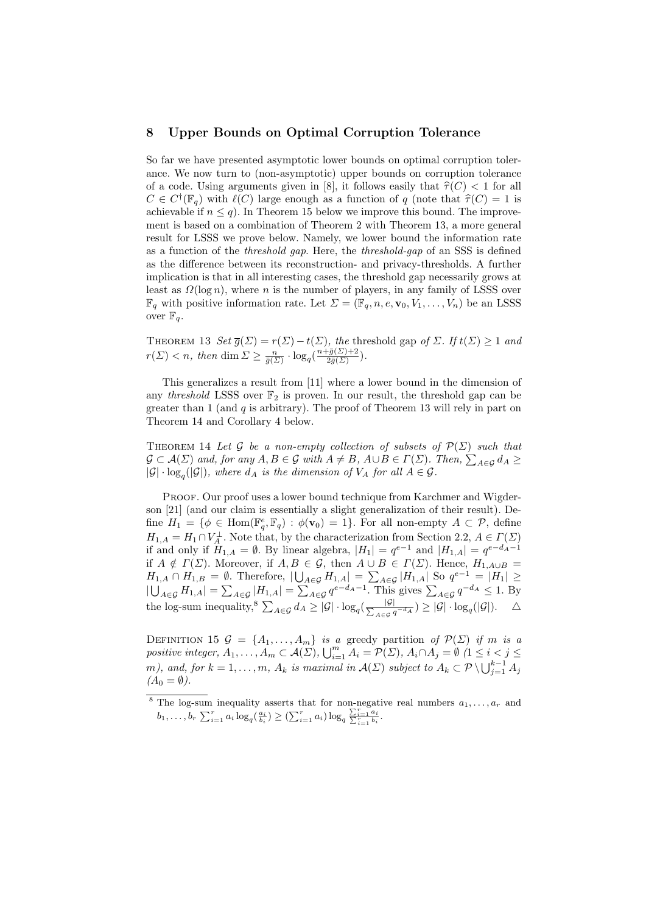## 8 Upper Bounds on Optimal Corruption Tolerance

So far we have presented asymptotic lower bounds on optimal corruption tolerance. We now turn to (non-asymptotic) upper bounds on corruption tolerance of a code. Using arguments given in [8], it follows easily that $\widehat{\tau}(C) < 1$ for all $C \in C^{\dagger}(\mathbb{F}_q)$ with $\ell(C)$ large enough as a function of $q$ (note that $\widehat{\tau}(C) = 1$ is achievable if $n \leq q$). In Theorem 15 below we improve this bound. The improvement is based on a combination of Theorem 2 with Theorem 13, a more general result for LSSS we prove below. Namely, we lower bound the information rate as a function of the *threshold gap*. Here, the *threshold-gap* of an SSS is defined as the difference between its reconstruction- and privacy-thresholds. A further implication is that in all interesting cases, the threshold gap necessarily grows at least as $\Omega(\log n)$, where $n$ is the number of players, in any family of LSSS over $\mathbb{F}_q$ with positive information rate. Let $\Sigma = (\mathbb{F}_q, n, e, \mathbf{v}_0, V_1, \ldots, V_n)$ be an LSSS over $\mathbb{F}_q$.

Theorem 13 *Set* $\overline{g}(\Sigma) = r(\Sigma) - t(\Sigma)$, *the* threshold gap *of* $\Sigma$. *If* $t(\Sigma) \geq 1$ *and* $r(\Sigma) < n$, *then* $\dim \Sigma \geq \frac{n}{\overline{g}(\Sigma)} \cdot \log_q(\frac{n+\overline{g}(\Sigma)+2}{2\overline{g}(\Sigma)})$.

This generalizes a result from [11] where a lower bound in the dimension of any *threshold* LSSS over $\mathbb{F}_2$ is proven. In our result, the threshold gap can be greater than 1 (and $q$ is arbitrary). The proof of Theorem 13 will rely in part on Theorem 14 and Corollary 4 below.

Theorem 14 *Let* $\mathcal{G}$ *be a non-empty collection of subsets of* $\mathcal{P}(\Sigma)$ *such that* $\mathcal{G} \subset \mathcal{A}(\Sigma)$ *and, for any* $A, B \in \mathcal{G}$ *with* $A \neq B$, $A \cup B \in \Gamma(\Sigma)$. *Then,* $\sum_{A \in \mathcal{G}} d_A \geq |\mathcal{G}| \cdot \log_q(|\mathcal{G}|)$, *where* $d_A$ *is the dimension of* $V_A$ *for all* $A \in \mathcal{G}$.

Proof. Our proof uses a lower bound technique from Karchmer and Wigderson [21] (and our claim is essentially a slight generalization of their result). Define $H_1 = \{\phi \in \mathrm{Hom}(\mathbb{F}_q^e, \mathbb{F}_q) : \phi(\mathbf{v}_0) = 1\}$. For all non-empty $A \subset \mathcal{P}$, define $H_{1,A} = H_1 \cap V_A^{\perp}$. Note that, by the characterization from Section 2.2, $A \in \Gamma(\Sigma)$ if and only if $H_{1,A} = \emptyset$. By linear algebra, $|H_1| = q^{e-1}$ and $|H_{1,A}| = q^{e-d_A-1}$ if $A \notin \Gamma(\Sigma)$. Moreover, if $A, B \in \mathcal{G}$, then $A \cup B \in \Gamma(\Sigma)$. Hence, $H_{1,A \cup B} = H_{1,A} \cap H_{1,B} = \emptyset$. Therefore, $|\bigcup_{A \in \mathcal{G}} H_{1,A}| = \sum_{A \in \mathcal{G}} |H_{1,A}|$ So $q^{e-1} = |H_1| \geq |\bigcup_{A \in \mathcal{G}} H_{1,A}| = \sum_{A \in \mathcal{G}} |H_{1,A}| = \sum_{A \in \mathcal{G}} q^{e-d_A-1}$. This gives $\sum_{A \in \mathcal{G}} q^{-d_A} \leq 1$. By the log-sum inequality,[8] $\sum_{A \in \mathcal{G}} d_A \geq |\mathcal{G}| \cdot \log_q(\frac{|\mathcal{G}|}{\sum_{A \in \mathcal{G}} q^{-d_A}}) \geq |\mathcal{G}| \cdot \log_q(|\mathcal{G}|)$. $\triangle$

Definition 15 $\mathcal{G} = \{A_1, \ldots, A_m\}$ *is a* greedy partition *of* $\mathcal{P}(\Sigma)$ *if* $m$ *is a positive integer,* $A_1, \ldots, A_m \subset \mathcal{A}(\Sigma)$, $\bigcup_{i=1}^m A_i = \mathcal{P}(\Sigma)$, $A_i \cap A_j = \emptyset$ $(1 \leq i < j \leq m)$, *and, for* $k = 1, \ldots, m$, $A_k$ *is maximal in* $\mathcal{A}(\Sigma)$ *subject to* $A_k \subset \mathcal{P} \setminus \bigcup_{j=1}^{k-1} A_j$ $(A_0 = \emptyset)$.

[8] The log-sum inequality asserts that for non-negative real numbers $a_1, \ldots, a_r$ and $b_1, \ldots, b_r$ $\sum_{i=1}^r a_i \log_q(\frac{a_i}{b_i}) \geq (\sum_{i=1}^r a_i) \log_q \frac{\sum_{i=1}^r a_i}{\sum_{i=1}^r b_i}$.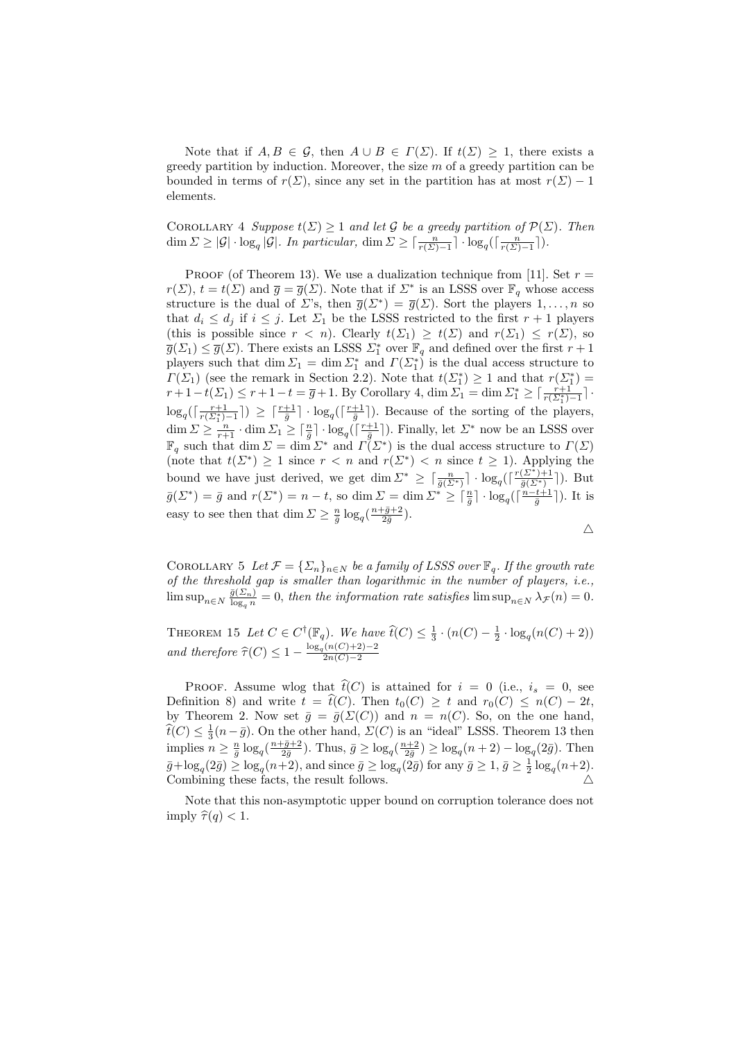Note that if $A, B \in \mathcal{G}$, then $A \cup B \in \Gamma(\Sigma)$. If $t(\Sigma) \geq 1$, there exists a greedy partition by induction. Moreover, the size $m$ of a greedy partition can be bounded in terms of $r(\Sigma)$, since any set in the partition has at most $r(\Sigma) - 1$ elements.

Corollary 4 *Suppose $t(\Sigma) \geq 1$ and let $\mathcal{G}$ be a greedy partition of $\mathcal{P}(\Sigma)$. Then $\dim \Sigma \geq |\mathcal{G}| \cdot \log_q |\mathcal{G}|$. In particular, $\dim \Sigma \geq \lceil \frac{n}{r(\Sigma)-1} \rceil \cdot \log_q(\lceil \frac{n}{r(\Sigma)-1} \rceil)$.*

Proof (of Theorem 13). We use a dualization technique from [11]. Set $r = r(\Sigma)$, $t = t(\Sigma)$ and $\overline{g} = \overline{g}(\Sigma)$. Note that if $\Sigma^*$ is an LSSS over $\mathbb{F}_q$ whose access structure is the dual of $\Sigma$'s, then $\overline{g}(\Sigma^*) = \overline{g}(\Sigma)$. Sort the players $1, \ldots, n$ so that $d_i \leq d_j$ if $i \leq j$. Let $\Sigma_1$ be the LSSS restricted to the first $r+1$ players (this is possible since $r < n$). Clearly $t(\Sigma_1) \geq t(\Sigma)$ and $r(\Sigma_1) \leq r(\Sigma)$, so $\overline{g}(\Sigma_1) \leq \overline{g}(\Sigma)$. There exists an LSSS $\Sigma_1^*$ over $\mathbb{F}_q$ and defined over the first $r+1$ players such that $\dim \Sigma_1 = \dim \Sigma_1^*$ and $\Gamma(\Sigma_1^*)$ is the dual access structure to $\Gamma(\Sigma_1)$ (see the remark in Section 2.2). Note that $t(\Sigma_1^*) \geq 1$ and that $r(\Sigma_1^*) = r + 1 - t(\Sigma_1) \leq r + 1 - t = \overline{g} + 1$. By Corollary 4, $\dim \Sigma_1 = \dim \Sigma_1^* \geq \lceil \frac{r+1}{r(\Sigma_1^*)-1} \rceil \cdot \log_q(\lceil \frac{r+1}{r(\Sigma_1^*)-1} \rceil) \geq \lceil \frac{r+1}{\overline{g}} \rceil \cdot \log_q(\lceil \frac{r+1}{\overline{g}} \rceil)$. Because of the sorting of the players, $\dim \Sigma \geq \frac{n}{r+1} \cdot \dim \Sigma_1 \geq \lceil \frac{n}{\overline{g}} \rceil \cdot \log_q(\lceil \frac{r+1}{\overline{g}} \rceil)$. Finally, let $\Sigma^*$ now be an LSSS over $\mathbb{F}_q$ such that $\dim \Sigma = \dim \Sigma^*$ and $\Gamma(\Sigma^*)$ is the dual access structure to $\Gamma(\Sigma)$ (note that $t(\Sigma^*) \geq 1$ since $r < n$ and $r(\Sigma^*) < n$ since $t \geq 1$). Applying the bound we have just derived, we get $\dim \Sigma^* \geq \lceil \frac{n}{\overline{g}(\Sigma^*)} \rceil \cdot \log_q(\lceil \frac{r(\Sigma^*)+1}{\overline{g}(\Sigma^*)} \rceil)$. But $\bar{g}(\Sigma^*) = \bar{g}$ and $r(\Sigma^*) = n - t$, so $\dim \Sigma = \dim \Sigma^* \geq \lceil \frac{n}{\bar{g}} \rceil \cdot \log_q(\lceil \frac{n-t+1}{\bar{g}} \rceil)$. It is easy to see then that $\dim \Sigma \geq \frac{n}{\bar{g}} \log_q(\frac{n+\bar{g}+2}{2\bar{g}})$.

$\triangle$

Corollary 5 *Let $\mathcal{F} = \{\Sigma_n\}_{n \in N}$ be a family of LSSS over $\mathbb{F}_q$. If the growth rate of the threshold gap is smaller than logarithmic in the number of players, i.e., $\limsup_{n \in N} \frac{\bar{g}(\Sigma_n)}{\log_q n} = 0$, then the information rate satisfies $\limsup_{n \in N} \lambda_{\mathcal{F}}(n) = 0$.*

Theorem 15 *Let $C \in C^{\dagger}(\mathbb{F}_q)$. We have $\widehat{t}(C) \leq \frac{1}{3} \cdot (n(C) - \frac{1}{2} \cdot \log_q(n(C)+2))$ and therefore $\widehat{\tau}(C) \leq 1 - \frac{\log_q(n(C)+2)-2}{2n(C)-2}$*

Proof. Assume wlog that $\widehat{t}(C)$ is attained for $i = 0$ (i.e., $i_s = 0$, see Definition 8) and write $t = \widehat{t}(C)$. Then $t_0(C) \geq t$ and $r_0(C) \leq n(C) - 2t$, by Theorem 2. Now set $\bar{g} = \bar{g}(\Sigma(C))$ and $n = n(C)$. So, on the one hand, $\widehat{t}(C) \leq \frac{1}{3}(n - \bar{g})$. On the other hand, $\Sigma(C)$ is an "ideal" LSSS. Theorem 13 then implies $n \geq \frac{n}{\bar{g}} \log_q(\frac{n+\bar{g}+2}{2\bar{g}})$. Thus, $\bar{g} \geq \log_q(\frac{n+2}{2\bar{g}}) \geq \log_q(n+2) - \log_q(2\bar{g})$. Then $\bar{g} + \log_q(2\bar{g}) \geq \log_q(n+2)$, and since $\bar{g} \geq \log_q(2\bar{g})$ for any $\bar{g} \geq 1$, $\bar{g} \geq \frac{1}{2}\log_q(n+2)$. Combining these facts, the result follows. $\triangle$

Note that this non-asymptotic upper bound on corruption tolerance does not imply $\widehat{\tau}(q) < 1$.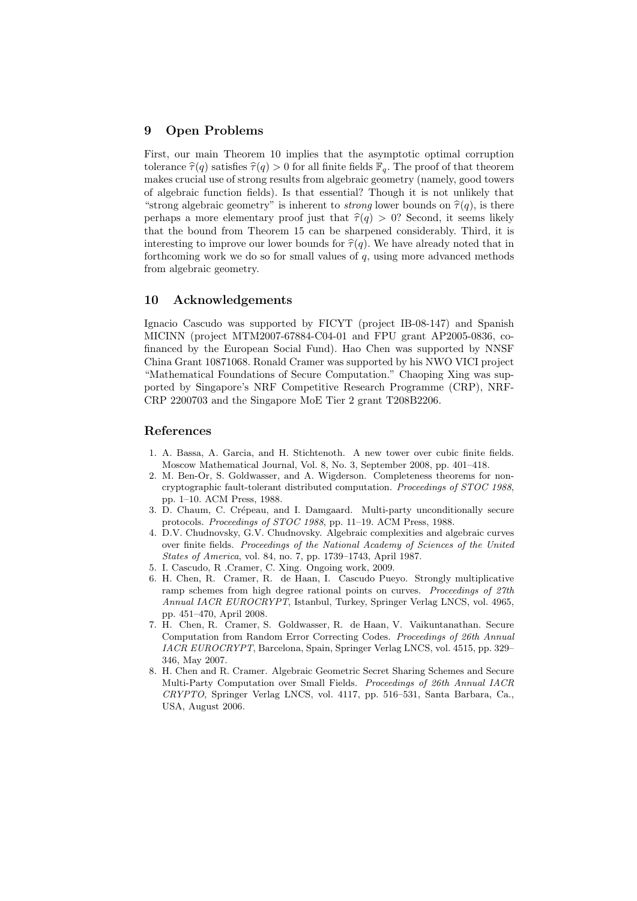## 9 Open Problems

First, our main Theorem 10 implies that the asymptotic optimal corruption tolerance $\widehat{\tau}(q)$ satisfies $\widehat{\tau}(q) > 0$ for all finite fields $\mathbb{F}_q$. The proof of that theorem makes crucial use of strong results from algebraic geometry (namely, good towers of algebraic function fields). Is that essential? Though it is not unlikely that "strong algebraic geometry" is inherent to *strong* lower bounds on $\widehat{\tau}(q)$, is there perhaps a more elementary proof just that $\widehat{\tau}(q) > 0$? Second, it seems likely that the bound from Theorem 15 can be sharpened considerably. Third, it is interesting to improve our lower bounds for $\widehat{\tau}(q)$. We have already noted that in forthcoming work we do so for small values of $q$, using more advanced methods from algebraic geometry.

## 10 Acknowledgements

Ignacio Cascudo was supported by FICYT (project IB-08-147) and Spanish MICINN (project MTM2007-67884-C04-01 and FPU grant AP2005-0836, co-financed by the European Social Fund). Hao Chen was supported by NNSF China Grant 10871068. Ronald Cramer was supported by his NWO VICI project "Mathematical Foundations of Secure Computation." Chaoping Xing was supported by Singapore's NRF Competitive Research Programme (CRP), NRF-CRP 2200703 and the Singapore MoE Tier 2 grant T208B2206.

## References

1. A. Bassa, A. Garcia, and H. Stichtenoth. A new tower over cubic finite fields. Moscow Mathematical Journal, Vol. 8, No. 3, September 2008, pp. 401–418.
2. M. Ben-Or, S. Goldwasser, and A. Wigderson. Completeness theorems for non-cryptographic fault-tolerant distributed computation. *Proceedings of STOC 1988*, pp. 1–10. ACM Press, 1988.
3. D. Chaum, C. Crépeau, and I. Damgaard. Multi-party unconditionally secure protocols. *Proceedings of STOC 1988*, pp. 11–19. ACM Press, 1988.
4. D.V. Chudnovsky, G.V. Chudnovsky. Algebraic complexities and algebraic curves over finite fields. *Proceedings of the National Academy of Sciences of the United States of America*, vol. 84, no. 7, pp. 1739–1743, April 1987.
5. I. Cascudo, R .Cramer, C. Xing. Ongoing work, 2009.
6. H. Chen, R. Cramer, R. de Haan, I. Cascudo Pueyo. Strongly multiplicative ramp schemes from high degree rational points on curves. *Proceedings of 27th Annual IACR EUROCRYPT*, Istanbul, Turkey, Springer Verlag LNCS, vol. 4965, pp. 451–470, April 2008.
7. H. Chen, R. Cramer, S. Goldwasser, R. de Haan, V. Vaikuntanathan. Secure Computation from Random Error Correcting Codes. *Proceedings of 26th Annual IACR EUROCRYPT*, Barcelona, Spain, Springer Verlag LNCS, vol. 4515, pp. 329–346, May 2007.
8. H. Chen and R. Cramer. Algebraic Geometric Secret Sharing Schemes and Secure Multi-Party Computation over Small Fields. *Proceedings of 26th Annual IACR CRYPTO*, Springer Verlag LNCS, vol. 4117, pp. 516–531, Santa Barbara, Ca., USA, August 2006.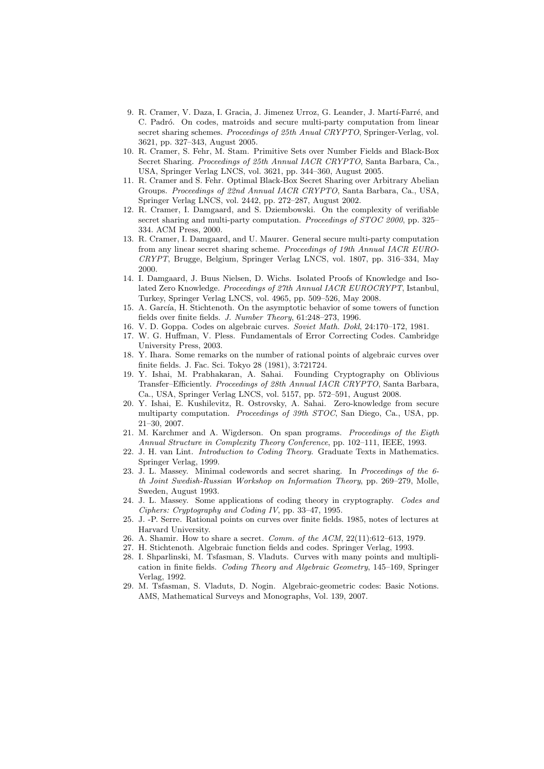9. R. Cramer, V. Daza, I. Gracia, J. Jimenez Urroz, G. Leander, J. Martí-Farré, and C. Padró. On codes, matroids and secure multi-party computation from linear secret sharing schemes. *Proceedings of 25th Anual CRYPTO*, Springer-Verlag, vol. 3621, pp. 327–343, August 2005.
10. R. Cramer, S. Fehr, M. Stam. Primitive Sets over Number Fields and Black-Box Secret Sharing. *Proceedings of 25th Annual IACR CRYPTO*, Santa Barbara, Ca., USA, Springer Verlag LNCS, vol. 3621, pp. 344–360, August 2005.
11. R. Cramer and S. Fehr. Optimal Black-Box Secret Sharing over Arbitrary Abelian Groups. *Proceedings of 22nd Annual IACR CRYPTO*, Santa Barbara, Ca., USA, Springer Verlag LNCS, vol. 2442, pp. 272–287, August 2002.
12. R. Cramer, I. Damgaard, and S. Dziembowski. On the complexity of verifiable secret sharing and multi-party computation. *Proceedings of STOC 2000*, pp. 325–334. ACM Press, 2000.
13. R. Cramer, I. Damgaard, and U. Maurer. General secure multi-party computation from any linear secret sharing scheme. *Proceedings of 19th Annual IACR EUROCRYPT*, Brugge, Belgium, Springer Verlag LNCS, vol. 1807, pp. 316–334, May 2000.
14. I. Damgaard, J. Buus Nielsen, D. Wichs. Isolated Proofs of Knowledge and Isolated Zero Knowledge. *Proceedings of 27th Annual IACR EUROCRYPT*, Istanbul, Turkey, Springer Verlag LNCS, vol. 4965, pp. 509–526, May 2008.
15. A. García, H. Stichtenoth. On the asymptotic behavior of some towers of function fields over finite fields. *J. Number Theory*, 61:248–273, 1996.
16. V. D. Goppa. Codes on algebraic curves. *Soviet Math. Dokl*, 24:170–172, 1981.
17. W. G. Huffman, V. Pless. Fundamentals of Error Correcting Codes. Cambridge University Press, 2003.
18. Y. Ihara. Some remarks on the number of rational points of algebraic curves over finite fields. J. Fac. Sci. Tokyo 28 (1981), 3:721724.
19. Y. Ishai, M. Prabhakaran, A. Sahai. Founding Cryptography on Oblivious Transfer–Efficiently. *Proceedings of 28th Annual IACR CRYPTO*, Santa Barbara, Ca., USA, Springer Verlag LNCS, vol. 5157, pp. 572–591, August 2008.
20. Y. Ishai, E. Kushilevitz, R. Ostrovsky, A. Sahai. Zero-knowledge from secure multiparty computation. *Proceedings of 39th STOC*, San Diego, Ca., USA, pp. 21–30, 2007.
21. M. Karchmer and A. Wigderson. On span programs. *Proceedings of the Eigth Annual Structure in Complexity Theory Conference*, pp. 102–111, IEEE, 1993.
22. J. H. van Lint. *Introduction to Coding Theory*. Graduate Texts in Mathematics. Springer Verlag, 1999.
23. J. L. Massey. Minimal codewords and secret sharing. In *Proceedings of the 6-th Joint Swedish-Russian Workshop on Information Theory*, pp. 269–279, Molle, Sweden, August 1993.
24. J. L. Massey. Some applications of coding theory in cryptography. *Codes and Ciphers: Cryptography and Coding IV*, pp. 33–47, 1995.
25. J. -P. Serre. Rational points on curves over finite fields. 1985, notes of lectures at Harvard University.
26. A. Shamir. How to share a secret. *Comm. of the ACM*, 22(11):612–613, 1979.
27. H. Stichtenoth. Algebraic function fields and codes. Springer Verlag, 1993.
28. I. Shparlinski, M. Tsfasman, S. Vladuts. Curves with many points and multiplication in finite fields. *Coding Theory and Algebraic Geometry*, 145–169, Springer Verlag, 1992.
29. M. Tsfasman, S. Vladuts, D. Nogin. Algebraic-geometric codes: Basic Notions. AMS, Mathematical Surveys and Monographs, Vol. 139, 2007.